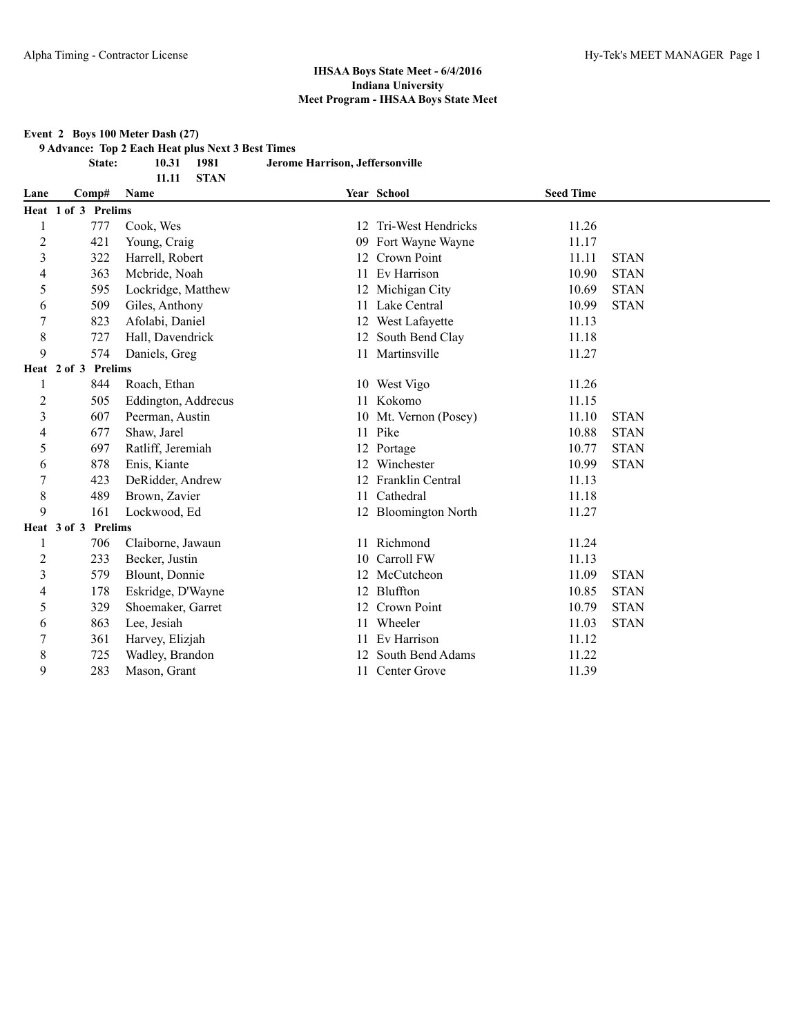**IHSAA Boys State Meet - 6/4/2016**
**Indiana University**
**Meet Program - IHSAA Boys State Meet**

**Event 2 Boys 100 Meter Dash (27)**

**9 Advance: Top 2 Each Heat plus Next 3 Best Times**

**State: 10.31 1981 Jerome Harrison, Jeffersonville**

**11.11 STAN**

| Lane | Comp# | Name | Year | School | Seed Time | |
|---|---|---|---|---|---|---|
| **Heat 1 of 3 Prelims** | | | | | | |
| 1 | 777 | Cook, Wes | 12 | Tri-West Hendricks | 11.26 | |
| 2 | 421 | Young, Craig | 09 | Fort Wayne Wayne | 11.17 | |
| 3 | 322 | Harrell, Robert | 12 | Crown Point | 11.11 | STAN |
| 4 | 363 | Mcbride, Noah | 11 | Ev Harrison | 10.90 | STAN |
| 5 | 595 | Lockridge, Matthew | 12 | Michigan City | 10.69 | STAN |
| 6 | 509 | Giles, Anthony | 11 | Lake Central | 10.99 | STAN |
| 7 | 823 | Afolabi, Daniel | 12 | West Lafayette | 11.13 | |
| 8 | 727 | Hall, Davendrick | 12 | South Bend Clay | 11.18 | |
| 9 | 574 | Daniels, Greg | 11 | Martinsville | 11.27 | |
| **Heat 2 of 3 Prelims** | | | | | | |
| 1 | 844 | Roach, Ethan | 10 | West Vigo | 11.26 | |
| 2 | 505 | Eddington, Addrecus | 11 | Kokomo | 11.15 | |
| 3 | 607 | Peerman, Austin | 10 | Mt. Vernon (Posey) | 11.10 | STAN |
| 4 | 677 | Shaw, Jarel | 11 | Pike | 10.88 | STAN |
| 5 | 697 | Ratliff, Jeremiah | 12 | Portage | 10.77 | STAN |
| 6 | 878 | Enis, Kiante | 12 | Winchester | 10.99 | STAN |
| 7 | 423 | DeRidder, Andrew | 12 | Franklin Central | 11.13 | |
| 8 | 489 | Brown, Zavier | 11 | Cathedral | 11.18 | |
| 9 | 161 | Lockwood, Ed | 12 | Bloomington North | 11.27 | |
| **Heat 3 of 3 Prelims** | | | | | | |
| 1 | 706 | Claiborne, Jawaun | 11 | Richmond | 11.24 | |
| 2 | 233 | Becker, Justin | 10 | Carroll FW | 11.13 | |
| 3 | 579 | Blount, Donnie | 12 | McCutcheon | 11.09 | STAN |
| 4 | 178 | Eskridge, D'Wayne | 12 | Bluffton | 10.85 | STAN |
| 5 | 329 | Shoemaker, Garret | 12 | Crown Point | 10.79 | STAN |
| 6 | 863 | Lee, Jesiah | 11 | Wheeler | 11.03 | STAN |
| 7 | 361 | Harvey, Elizjah | 11 | Ev Harrison | 11.12 | |
| 8 | 725 | Wadley, Brandon | 12 | South Bend Adams | 11.22 | |
| 9 | 283 | Mason, Grant | 11 | Center Grove | 11.39 | |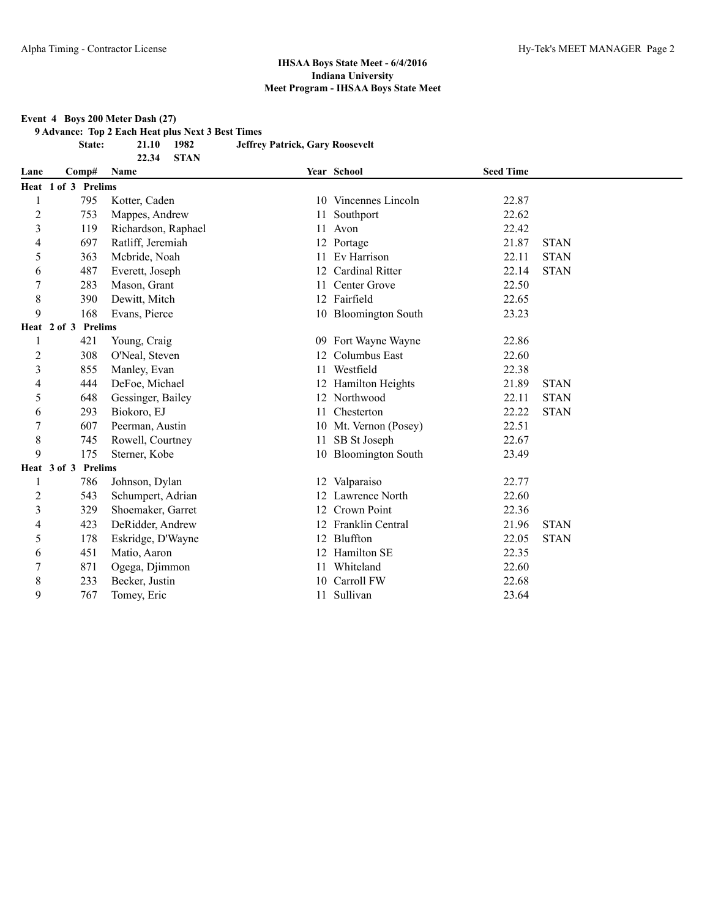## IHSAA Boys State Meet - 6/4/2016
## Indiana University
## Meet Program - IHSAA Boys State Meet

**Event 4 Boys 200 Meter Dash (27)**

**9 Advance: Top 2 Each Heat plus Next 3 Best Times**

**State: 21.10 1982 Jeffrey Patrick, Gary Roosevelt**

**22.34 STAN**

| Lane | Comp# | Name | Year | School | Seed Time | |
|---|---|---|---|---|---|---|
| **Heat 1 of 3 Prelims** | | | | | | |
| 1 | 795 | Kotter, Caden | 10 | Vincennes Lincoln | 22.87 | |
| 2 | 753 | Mappes, Andrew | 11 | Southport | 22.62 | |
| 3 | 119 | Richardson, Raphael | 11 | Avon | 22.42 | |
| 4 | 697 | Ratliff, Jeremiah | 12 | Portage | 21.87 | STAN |
| 5 | 363 | Mcbride, Noah | 11 | Ev Harrison | 22.11 | STAN |
| 6 | 487 | Everett, Joseph | 12 | Cardinal Ritter | 22.14 | STAN |
| 7 | 283 | Mason, Grant | 11 | Center Grove | 22.50 | |
| 8 | 390 | Dewitt, Mitch | 12 | Fairfield | 22.65 | |
| 9 | 168 | Evans, Pierce | 10 | Bloomington South | 23.23 | |
| **Heat 2 of 3 Prelims** | | | | | | |
| 1 | 421 | Young, Craig | 09 | Fort Wayne Wayne | 22.86 | |
| 2 | 308 | O'Neal, Steven | 12 | Columbus East | 22.60 | |
| 3 | 855 | Manley, Evan | 11 | Westfield | 22.38 | |
| 4 | 444 | DeFoe, Michael | 12 | Hamilton Heights | 21.89 | STAN |
| 5 | 648 | Gessinger, Bailey | 12 | Northwood | 22.11 | STAN |
| 6 | 293 | Biokoro, EJ | 11 | Chesterton | 22.22 | STAN |
| 7 | 607 | Peerman, Austin | 10 | Mt. Vernon (Posey) | 22.51 | |
| 8 | 745 | Rowell, Courtney | 11 | SB St Joseph | 22.67 | |
| 9 | 175 | Sterner, Kobe | 10 | Bloomington South | 23.49 | |
| **Heat 3 of 3 Prelims** | | | | | | |
| 1 | 786 | Johnson, Dylan | 12 | Valparaiso | 22.77 | |
| 2 | 543 | Schumpert, Adrian | 12 | Lawrence North | 22.60 | |
| 3 | 329 | Shoemaker, Garret | 12 | Crown Point | 22.36 | |
| 4 | 423 | DeRidder, Andrew | 12 | Franklin Central | 21.96 | STAN |
| 5 | 178 | Eskridge, D'Wayne | 12 | Bluffton | 22.05 | STAN |
| 6 | 451 | Matio, Aaron | 12 | Hamilton SE | 22.35 | |
| 7 | 871 | Ogega, Djimmon | 11 | Whiteland | 22.60 | |
| 8 | 233 | Becker, Justin | 10 | Carroll FW | 22.68 | |
| 9 | 767 | Tomey, Eric | 11 | Sullivan | 23.64 | |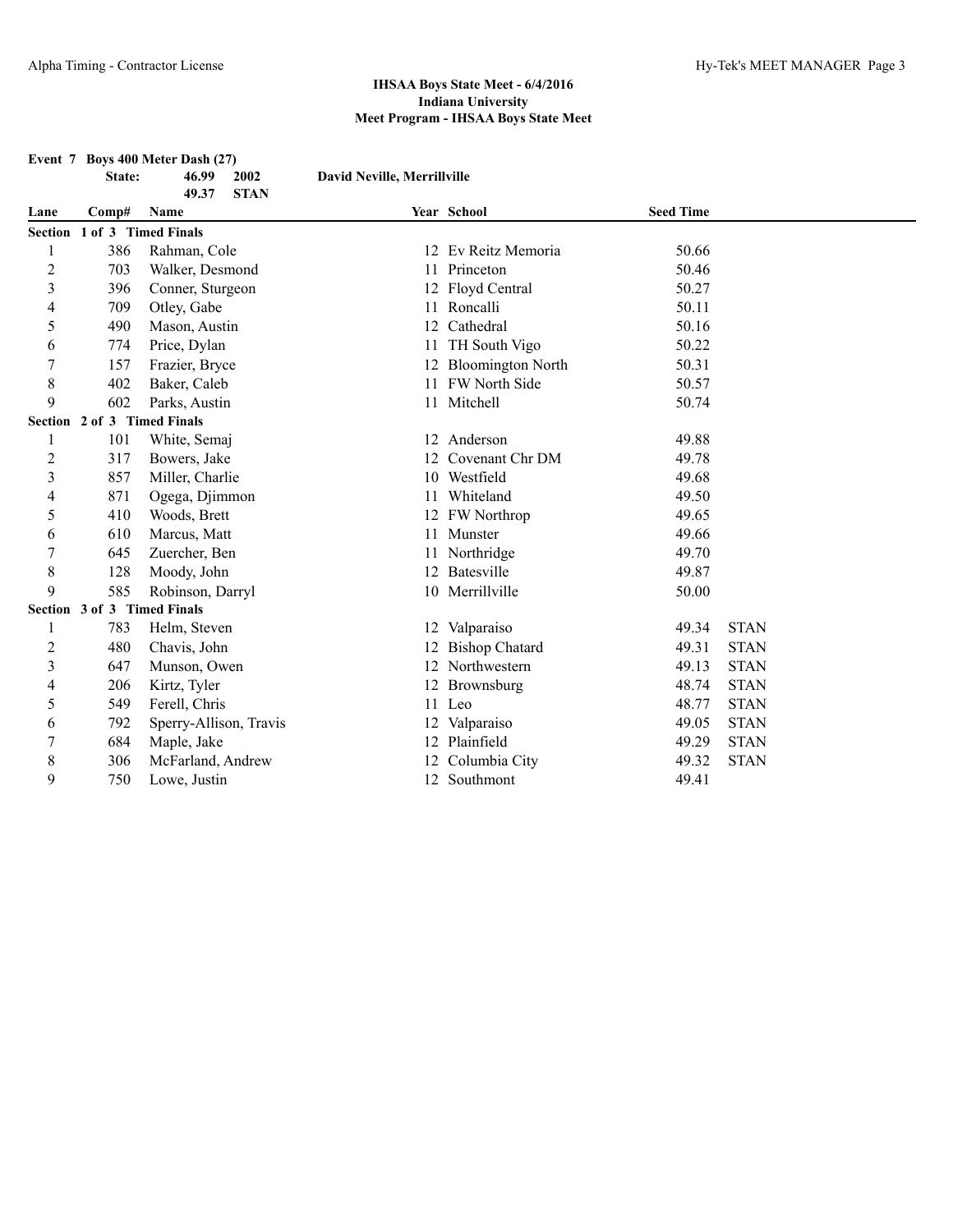## IHSAA Boys State Meet - 6/4/2016
## Indiana University
## Meet Program - IHSAA Boys State Meet

**Event 7 Boys 400 Meter Dash (27)**

**State: 46.99 2002 David Neville, Merrillville**
**49.37 STAN**

| Lane | Comp# | Name | Year | School | Seed Time | |
|---|---|---|---|---|---|---|
| **Section 1 of 3 Timed Finals** | | | | | | |
| 1 | 386 | Rahman, Cole | 12 | Ev Reitz Memoria | 50.66 | |
| 2 | 703 | Walker, Desmond | 11 | Princeton | 50.46 | |
| 3 | 396 | Conner, Sturgeon | 12 | Floyd Central | 50.27 | |
| 4 | 709 | Otley, Gabe | 11 | Roncalli | 50.11 | |
| 5 | 490 | Mason, Austin | 12 | Cathedral | 50.16 | |
| 6 | 774 | Price, Dylan | 11 | TH South Vigo | 50.22 | |
| 7 | 157 | Frazier, Bryce | 12 | Bloomington North | 50.31 | |
| 8 | 402 | Baker, Caleb | 11 | FW North Side | 50.57 | |
| 9 | 602 | Parks, Austin | 11 | Mitchell | 50.74 | |
| **Section 2 of 3 Timed Finals** | | | | | | |
| 1 | 101 | White, Semaj | 12 | Anderson | 49.88 | |
| 2 | 317 | Bowers, Jake | 12 | Covenant Chr DM | 49.78 | |
| 3 | 857 | Miller, Charlie | 10 | Westfield | 49.68 | |
| 4 | 871 | Ogega, Djimmon | 11 | Whiteland | 49.50 | |
| 5 | 410 | Woods, Brett | 12 | FW Northrop | 49.65 | |
| 6 | 610 | Marcus, Matt | 11 | Munster | 49.66 | |
| 7 | 645 | Zuercher, Ben | 11 | Northridge | 49.70 | |
| 8 | 128 | Moody, John | 12 | Batesville | 49.87 | |
| 9 | 585 | Robinson, Darryl | 10 | Merrillville | 50.00 | |
| **Section 3 of 3 Timed Finals** | | | | | | |
| 1 | 783 | Helm, Steven | 12 | Valparaiso | 49.34 | STAN |
| 2 | 480 | Chavis, John | 12 | Bishop Chatard | 49.31 | STAN |
| 3 | 647 | Munson, Owen | 12 | Northwestern | 49.13 | STAN |
| 4 | 206 | Kirtz, Tyler | 12 | Brownsburg | 48.74 | STAN |
| 5 | 549 | Ferell, Chris | 11 | Leo | 48.77 | STAN |
| 6 | 792 | Sperry-Allison, Travis | 12 | Valparaiso | 49.05 | STAN |
| 7 | 684 | Maple, Jake | 12 | Plainfield | 49.29 | STAN |
| 8 | 306 | McFarland, Andrew | 12 | Columbia City | 49.32 | STAN |
| 9 | 750 | Lowe, Justin | 12 | Southmont | 49.41 | |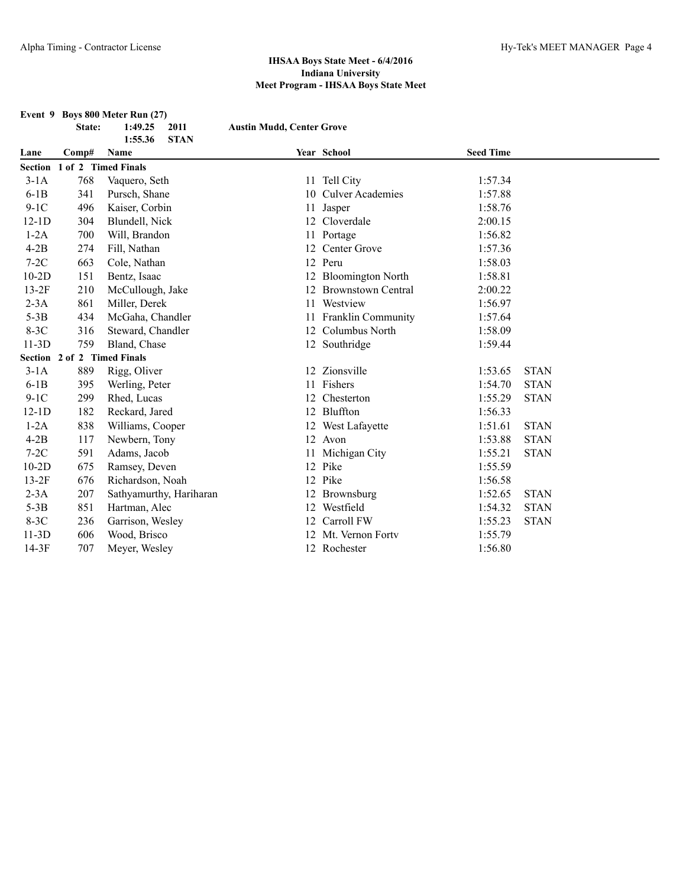## IHSAA Boys State Meet - 6/4/2016
## Indiana University
## Meet Program - IHSAA Boys State Meet

**Event 9 Boys 800 Meter Run (27)**

**State: 1:49.25 2011 Austin Mudd, Center Grove**
**1:55.36 STAN**

| Lane | Comp# | Name | Year | School | Seed Time | |
|---|---|---|---|---|---|---|
| **Section 1 of 2 Timed Finals** | | | | | | |
| 3-1A | 768 | Vaquero, Seth | 11 | Tell City | 1:57.34 | |
| 6-1B | 341 | Pursch, Shane | 10 | Culver Academies | 1:57.88 | |
| 9-1C | 496 | Kaiser, Corbin | 11 | Jasper | 1:58.76 | |
| 12-1D | 304 | Blundell, Nick | 12 | Cloverdale | 2:00.15 | |
| 1-2A | 700 | Will, Brandon | 11 | Portage | 1:56.82 | |
| 4-2B | 274 | Fill, Nathan | 12 | Center Grove | 1:57.36 | |
| 7-2C | 663 | Cole, Nathan | 12 | Peru | 1:58.03 | |
| 10-2D | 151 | Bentz, Isaac | 12 | Bloomington North | 1:58.81 | |
| 13-2F | 210 | McCullough, Jake | 12 | Brownstown Central | 2:00.22 | |
| 2-3A | 861 | Miller, Derek | 11 | Westview | 1:56.97 | |
| 5-3B | 434 | McGaha, Chandler | 11 | Franklin Community | 1:57.64 | |
| 8-3C | 316 | Steward, Chandler | 12 | Columbus North | 1:58.09 | |
| 11-3D | 759 | Bland, Chase | 12 | Southridge | 1:59.44 | |
| **Section 2 of 2 Timed Finals** | | | | | | |
| 3-1A | 889 | Rigg, Oliver | 12 | Zionsville | 1:53.65 | STAN |
| 6-1B | 395 | Werling, Peter | 11 | Fishers | 1:54.70 | STAN |
| 9-1C | 299 | Rhed, Lucas | 12 | Chesterton | 1:55.29 | STAN |
| 12-1D | 182 | Reckard, Jared | 12 | Bluffton | 1:56.33 | |
| 1-2A | 838 | Williams, Cooper | 12 | West Lafayette | 1:51.61 | STAN |
| 4-2B | 117 | Newbern, Tony | 12 | Avon | 1:53.88 | STAN |
| 7-2C | 591 | Adams, Jacob | 11 | Michigan City | 1:55.21 | STAN |
| 10-2D | 675 | Ramsey, Deven | 12 | Pike | 1:55.59 | |
| 13-2F | 676 | Richardson, Noah | 12 | Pike | 1:56.58 | |
| 2-3A | 207 | Sathyamurthy, Hariharan | 12 | Brownsburg | 1:52.65 | STAN |
| 5-3B | 851 | Hartman, Alec | 12 | Westfield | 1:54.32 | STAN |
| 8-3C | 236 | Garrison, Wesley | 12 | Carroll FW | 1:55.23 | STAN |
| 11-3D | 606 | Wood, Brisco | 12 | Mt. Vernon Fortv | 1:55.79 | |
| 14-3F | 707 | Meyer, Wesley | 12 | Rochester | 1:56.80 | |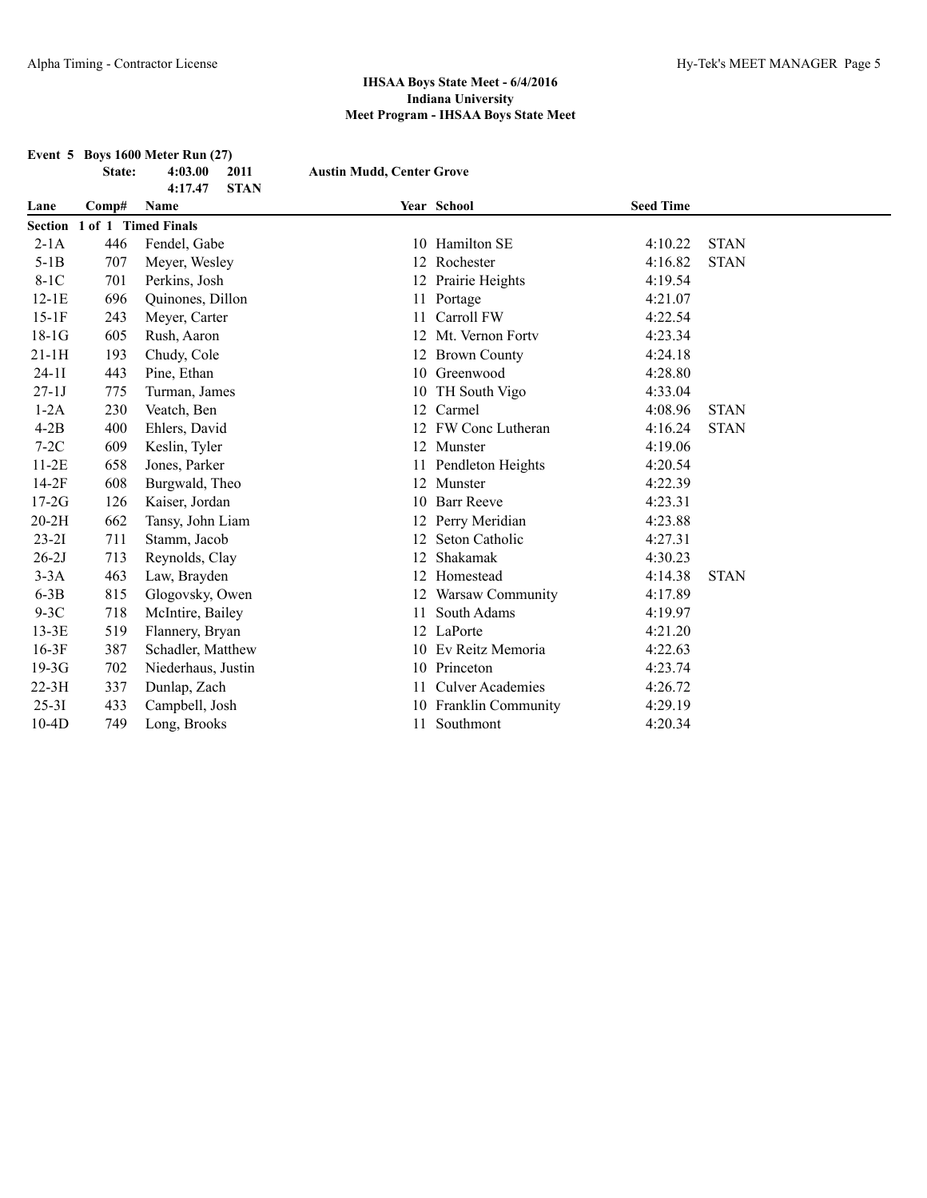**IHSAA Boys State Meet - 6/4/2016**
**Indiana University**
**Meet Program - IHSAA Boys State Meet**

**Event 5 Boys 1600 Meter Run (27)**

**State: 4:03.00 2011 Austin Mudd, Center Grove**
**4:17.47 STAN**

| Lane | Comp# | Name | Year | School | Seed Time | |
|---|---|---|---|---|---|---|
| **Section 1 of 1 Timed Finals** | | | | | | |
| 2-1A | 446 | Fendel, Gabe | 10 | Hamilton SE | 4:10.22 | STAN |
| 5-1B | 707 | Meyer, Wesley | 12 | Rochester | 4:16.82 | STAN |
| 8-1C | 701 | Perkins, Josh | 12 | Prairie Heights | 4:19.54 | |
| 12-1E | 696 | Quinones, Dillon | 11 | Portage | 4:21.07 | |
| 15-1F | 243 | Meyer, Carter | 11 | Carroll FW | 4:22.54 | |
| 18-1G | 605 | Rush, Aaron | 12 | Mt. Vernon Fortv | 4:23.34 | |
| 21-1H | 193 | Chudy, Cole | 12 | Brown County | 4:24.18 | |
| 24-1I | 443 | Pine, Ethan | 10 | Greenwood | 4:28.80 | |
| 27-1J | 775 | Turman, James | 10 | TH South Vigo | 4:33.04 | |
| 1-2A | 230 | Veatch, Ben | 12 | Carmel | 4:08.96 | STAN |
| 4-2B | 400 | Ehlers, David | 12 | FW Conc Lutheran | 4:16.24 | STAN |
| 7-2C | 609 | Keslin, Tyler | 12 | Munster | 4:19.06 | |
| 11-2E | 658 | Jones, Parker | 11 | Pendleton Heights | 4:20.54 | |
| 14-2F | 608 | Burgwald, Theo | 12 | Munster | 4:22.39 | |
| 17-2G | 126 | Kaiser, Jordan | 10 | Barr Reeve | 4:23.31 | |
| 20-2H | 662 | Tansy, John Liam | 12 | Perry Meridian | 4:23.88 | |
| 23-2I | 711 | Stamm, Jacob | 12 | Seton Catholic | 4:27.31 | |
| 26-2J | 713 | Reynolds, Clay | 12 | Shakamak | 4:30.23 | |
| 3-3A | 463 | Law, Brayden | 12 | Homestead | 4:14.38 | STAN |
| 6-3B | 815 | Glogovsky, Owen | 12 | Warsaw Community | 4:17.89 | |
| 9-3C | 718 | McIntire, Bailey | 11 | South Adams | 4:19.97 | |
| 13-3E | 519 | Flannery, Bryan | 12 | LaPorte | 4:21.20 | |
| 16-3F | 387 | Schadler, Matthew | 10 | Ev Reitz Memoria | 4:22.63 | |
| 19-3G | 702 | Niederhaus, Justin | 10 | Princeton | 4:23.74 | |
| 22-3H | 337 | Dunlap, Zach | 11 | Culver Academies | 4:26.72 | |
| 25-3I | 433 | Campbell, Josh | 10 | Franklin Community | 4:29.19 | |
| 10-4D | 749 | Long, Brooks | 11 | Southmont | 4:20.34 | |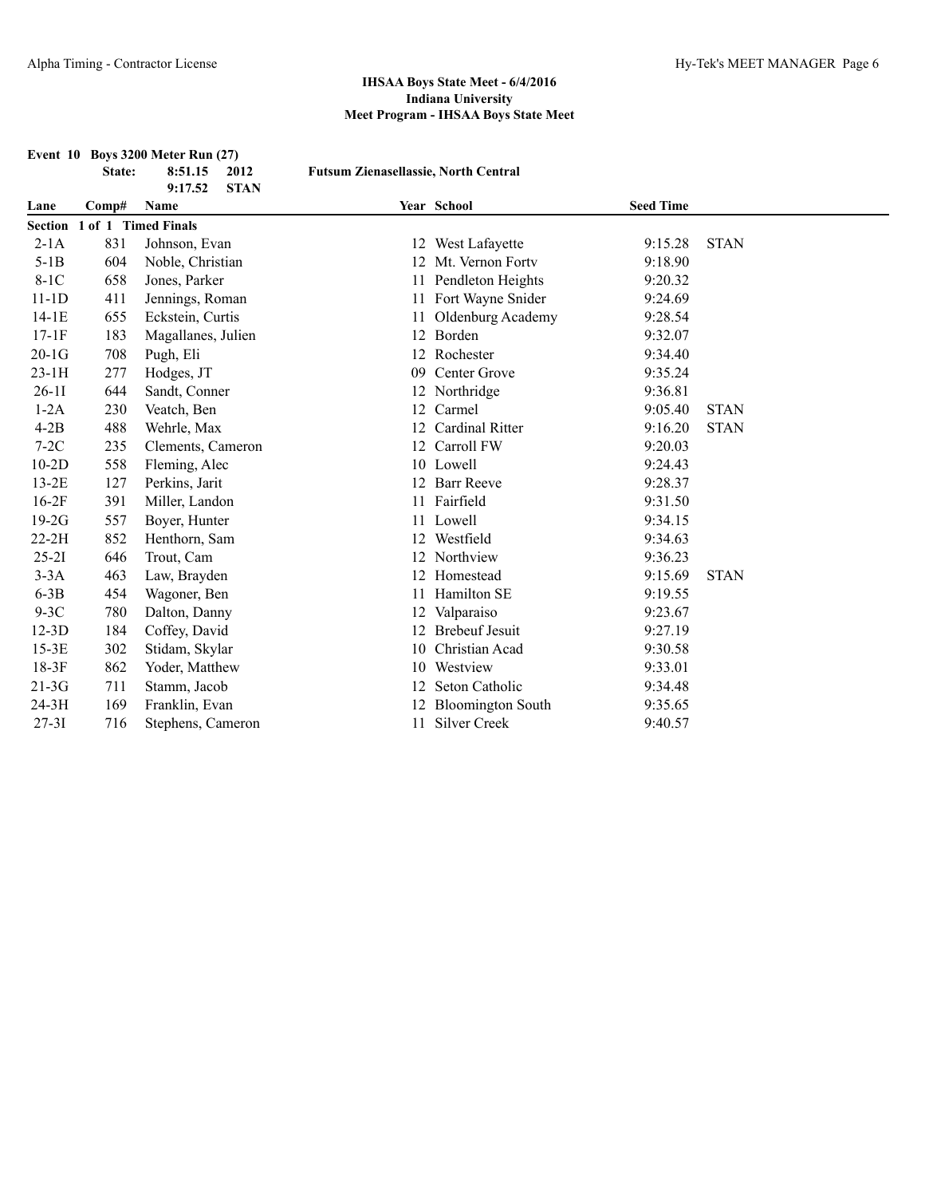**IHSAA Boys State Meet - 6/4/2016**
**Indiana University**
**Meet Program - IHSAA Boys State Meet**

**Event 10 Boys 3200 Meter Run (27)**

**State: 8:51.15 2012 Futsum Zienasellassie, North Central**
**9:17.52 STAN**

| Lane | Comp# | Name | Year | School | Seed Time | |
|---|---|---|---|---|---|---|
| **Section 1 of 1 Timed Finals** | | | | | | |
| 2-1A | 831 | Johnson, Evan | 12 | West Lafayette | 9:15.28 | STAN |
| 5-1B | 604 | Noble, Christian | 12 | Mt. Vernon Fortv | 9:18.90 | |
| 8-1C | 658 | Jones, Parker | 11 | Pendleton Heights | 9:20.32 | |
| 11-1D | 411 | Jennings, Roman | 11 | Fort Wayne Snider | 9:24.69 | |
| 14-1E | 655 | Eckstein, Curtis | 11 | Oldenburg Academy | 9:28.54 | |
| 17-1F | 183 | Magallanes, Julien | 12 | Borden | 9:32.07 | |
| 20-1G | 708 | Pugh, Eli | 12 | Rochester | 9:34.40 | |
| 23-1H | 277 | Hodges, JT | 09 | Center Grove | 9:35.24 | |
| 26-1I | 644 | Sandt, Conner | 12 | Northridge | 9:36.81 | |
| 1-2A | 230 | Veatch, Ben | 12 | Carmel | 9:05.40 | STAN |
| 4-2B | 488 | Wehrle, Max | 12 | Cardinal Ritter | 9:16.20 | STAN |
| 7-2C | 235 | Clements, Cameron | 12 | Carroll FW | 9:20.03 | |
| 10-2D | 558 | Fleming, Alec | 10 | Lowell | 9:24.43 | |
| 13-2E | 127 | Perkins, Jarit | 12 | Barr Reeve | 9:28.37 | |
| 16-2F | 391 | Miller, Landon | 11 | Fairfield | 9:31.50 | |
| 19-2G | 557 | Boyer, Hunter | 11 | Lowell | 9:34.15 | |
| 22-2H | 852 | Henthorn, Sam | 12 | Westfield | 9:34.63 | |
| 25-2I | 646 | Trout, Cam | 12 | Northview | 9:36.23 | |
| 3-3A | 463 | Law, Brayden | 12 | Homestead | 9:15.69 | STAN |
| 6-3B | 454 | Wagoner, Ben | 11 | Hamilton SE | 9:19.55 | |
| 9-3C | 780 | Dalton, Danny | 12 | Valparaiso | 9:23.67 | |
| 12-3D | 184 | Coffey, David | 12 | Brebeuf Jesuit | 9:27.19 | |
| 15-3E | 302 | Stidam, Skylar | 10 | Christian Acad | 9:30.58 | |
| 18-3F | 862 | Yoder, Matthew | 10 | Westview | 9:33.01 | |
| 21-3G | 711 | Stamm, Jacob | 12 | Seton Catholic | 9:34.48 | |
| 24-3H | 169 | Franklin, Evan | 12 | Bloomington South | 9:35.65 | |
| 27-3I | 716 | Stephens, Cameron | 11 | Silver Creek | 9:40.57 | |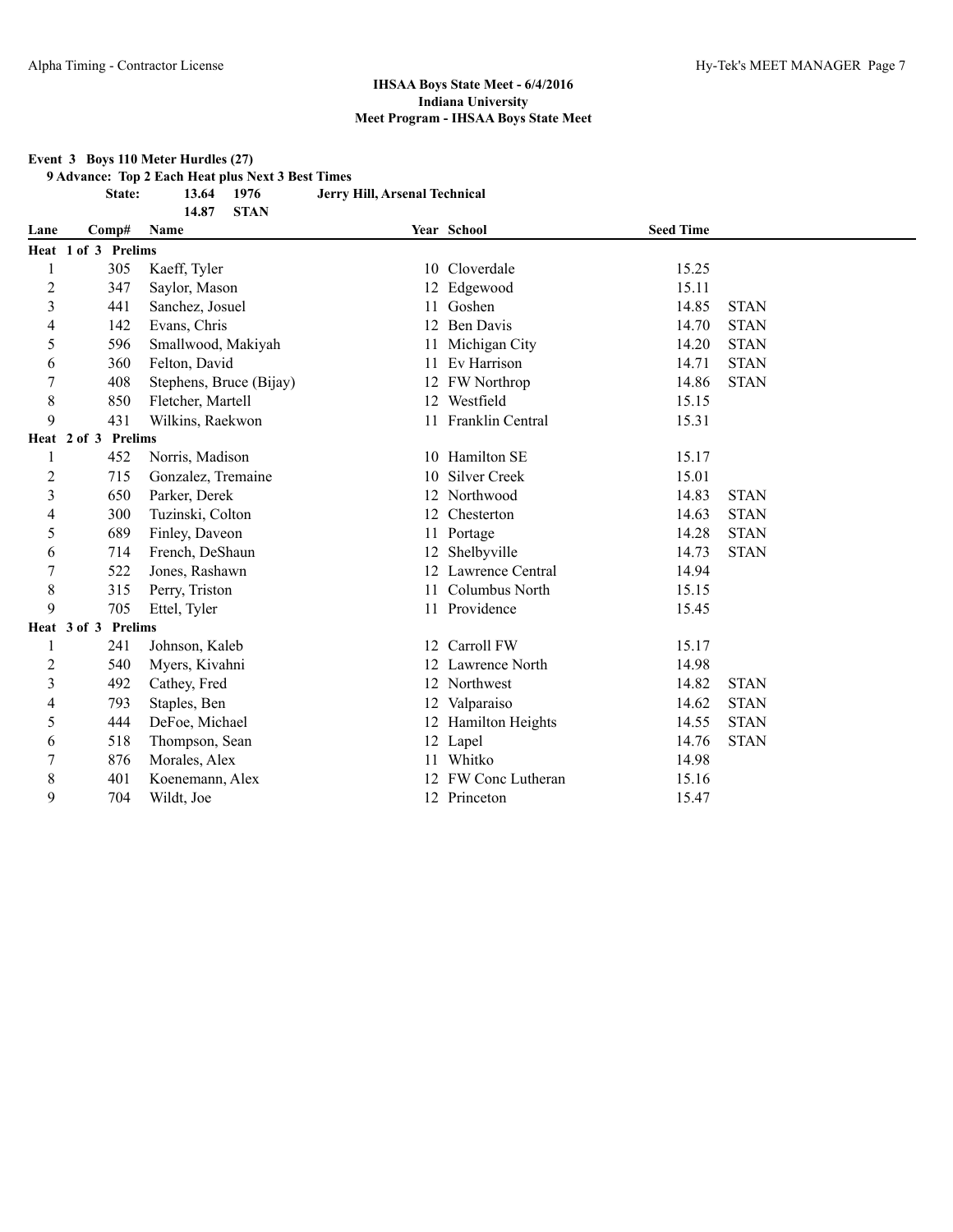**IHSAA Boys State Meet - 6/4/2016**
**Indiana University**
**Meet Program - IHSAA Boys State Meet**

**Event 3 Boys 110 Meter Hurdles (27)**

**9 Advance: Top 2 Each Heat plus Next 3 Best Times**

| | | | |
|---|---|---|---|
| **State:** | **13.64** | **1976** | **Jerry Hill, Arsenal Technical** |
| | **14.87** | **STAN** | |

| Lane | Comp# | Name | Year | School | Seed Time | |
|---|---|---|---|---|---|---|
| **Heat 1 of 3 Prelims** | | | | | | |
| 1 | 305 | Kaeff, Tyler | 10 | Cloverdale | 15.25 | |
| 2 | 347 | Saylor, Mason | 12 | Edgewood | 15.11 | |
| 3 | 441 | Sanchez, Josuel | 11 | Goshen | 14.85 | STAN |
| 4 | 142 | Evans, Chris | 12 | Ben Davis | 14.70 | STAN |
| 5 | 596 | Smallwood, Makiyah | 11 | Michigan City | 14.20 | STAN |
| 6 | 360 | Felton, David | 11 | Ev Harrison | 14.71 | STAN |
| 7 | 408 | Stephens, Bruce (Bijay) | 12 | FW Northrop | 14.86 | STAN |
| 8 | 850 | Fletcher, Martell | 12 | Westfield | 15.15 | |
| 9 | 431 | Wilkins, Raekwon | 11 | Franklin Central | 15.31 | |
| **Heat 2 of 3 Prelims** | | | | | | |
| 1 | 452 | Norris, Madison | 10 | Hamilton SE | 15.17 | |
| 2 | 715 | Gonzalez, Tremaine | 10 | Silver Creek | 15.01 | |
| 3 | 650 | Parker, Derek | 12 | Northwood | 14.83 | STAN |
| 4 | 300 | Tuzinski, Colton | 12 | Chesterton | 14.63 | STAN |
| 5 | 689 | Finley, Daveon | 11 | Portage | 14.28 | STAN |
| 6 | 714 | French, DeShaun | 12 | Shelbyville | 14.73 | STAN |
| 7 | 522 | Jones, Rashawn | 12 | Lawrence Central | 14.94 | |
| 8 | 315 | Perry, Triston | 11 | Columbus North | 15.15 | |
| 9 | 705 | Ettel, Tyler | 11 | Providence | 15.45 | |
| **Heat 3 of 3 Prelims** | | | | | | |
| 1 | 241 | Johnson, Kaleb | 12 | Carroll FW | 15.17 | |
| 2 | 540 | Myers, Kivahni | 12 | Lawrence North | 14.98 | |
| 3 | 492 | Cathey, Fred | 12 | Northwest | 14.82 | STAN |
| 4 | 793 | Staples, Ben | 12 | Valparaiso | 14.62 | STAN |
| 5 | 444 | DeFoe, Michael | 12 | Hamilton Heights | 14.55 | STAN |
| 6 | 518 | Thompson, Sean | 12 | Lapel | 14.76 | STAN |
| 7 | 876 | Morales, Alex | 11 | Whitko | 14.98 | |
| 8 | 401 | Koenemann, Alex | 12 | FW Conc Lutheran | 15.16 | |
| 9 | 704 | Wildt, Joe | 12 | Princeton | 15.47 | |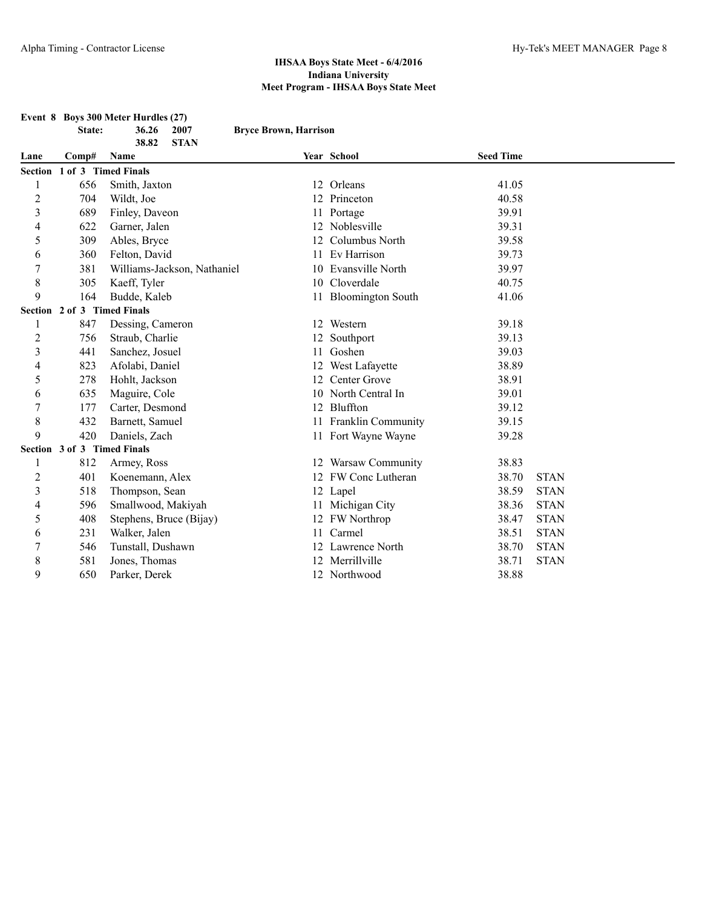## IHSAA Boys State Meet - 6/4/2016
## Indiana University
## Meet Program - IHSAA Boys State Meet

**Event 8 Boys 300 Meter Hurdles (27)**

| | | | | |
|---|---|---|---|---|
| State: | 36.26 | 2007 | Bryce Brown, Harrison | |
| | 38.82 | STAN | | |

| Lane | Comp# | Name | Year | School | Seed Time | |
|---|---|---|---|---|---|---|
| **Section 1 of 3 Timed Finals** | | | | | | |
| 1 | 656 | Smith, Jaxton | 12 | Orleans | 41.05 | |
| 2 | 704 | Wildt, Joe | 12 | Princeton | 40.58 | |
| 3 | 689 | Finley, Daveon | 11 | Portage | 39.91 | |
| 4 | 622 | Garner, Jalen | 12 | Noblesville | 39.31 | |
| 5 | 309 | Ables, Bryce | 12 | Columbus North | 39.58 | |
| 6 | 360 | Felton, David | 11 | Ev Harrison | 39.73 | |
| 7 | 381 | Williams-Jackson, Nathaniel | 10 | Evansville North | 39.97 | |
| 8 | 305 | Kaeff, Tyler | 10 | Cloverdale | 40.75 | |
| 9 | 164 | Budde, Kaleb | 11 | Bloomington South | 41.06 | |
| **Section 2 of 3 Timed Finals** | | | | | | |
| 1 | 847 | Dessing, Cameron | 12 | Western | 39.18 | |
| 2 | 756 | Straub, Charlie | 12 | Southport | 39.13 | |
| 3 | 441 | Sanchez, Josuel | 11 | Goshen | 39.03 | |
| 4 | 823 | Afolabi, Daniel | 12 | West Lafayette | 38.89 | |
| 5 | 278 | Hohlt, Jackson | 12 | Center Grove | 38.91 | |
| 6 | 635 | Maguire, Cole | 10 | North Central In | 39.01 | |
| 7 | 177 | Carter, Desmond | 12 | Bluffton | 39.12 | |
| 8 | 432 | Barnett, Samuel | 11 | Franklin Community | 39.15 | |
| 9 | 420 | Daniels, Zach | 11 | Fort Wayne Wayne | 39.28 | |
| **Section 3 of 3 Timed Finals** | | | | | | |
| 1 | 812 | Armey, Ross | 12 | Warsaw Community | 38.83 | |
| 2 | 401 | Koenemann, Alex | 12 | FW Conc Lutheran | 38.70 | STAN |
| 3 | 518 | Thompson, Sean | 12 | Lapel | 38.59 | STAN |
| 4 | 596 | Smallwood, Makiyah | 11 | Michigan City | 38.36 | STAN |
| 5 | 408 | Stephens, Bruce (Bijay) | 12 | FW Northrop | 38.47 | STAN |
| 6 | 231 | Walker, Jalen | 11 | Carmel | 38.51 | STAN |
| 7 | 546 | Tunstall, Dushawn | 12 | Lawrence North | 38.70 | STAN |
| 8 | 581 | Jones, Thomas | 12 | Merrillville | 38.71 | STAN |
| 9 | 650 | Parker, Derek | 12 | Northwood | 38.88 | |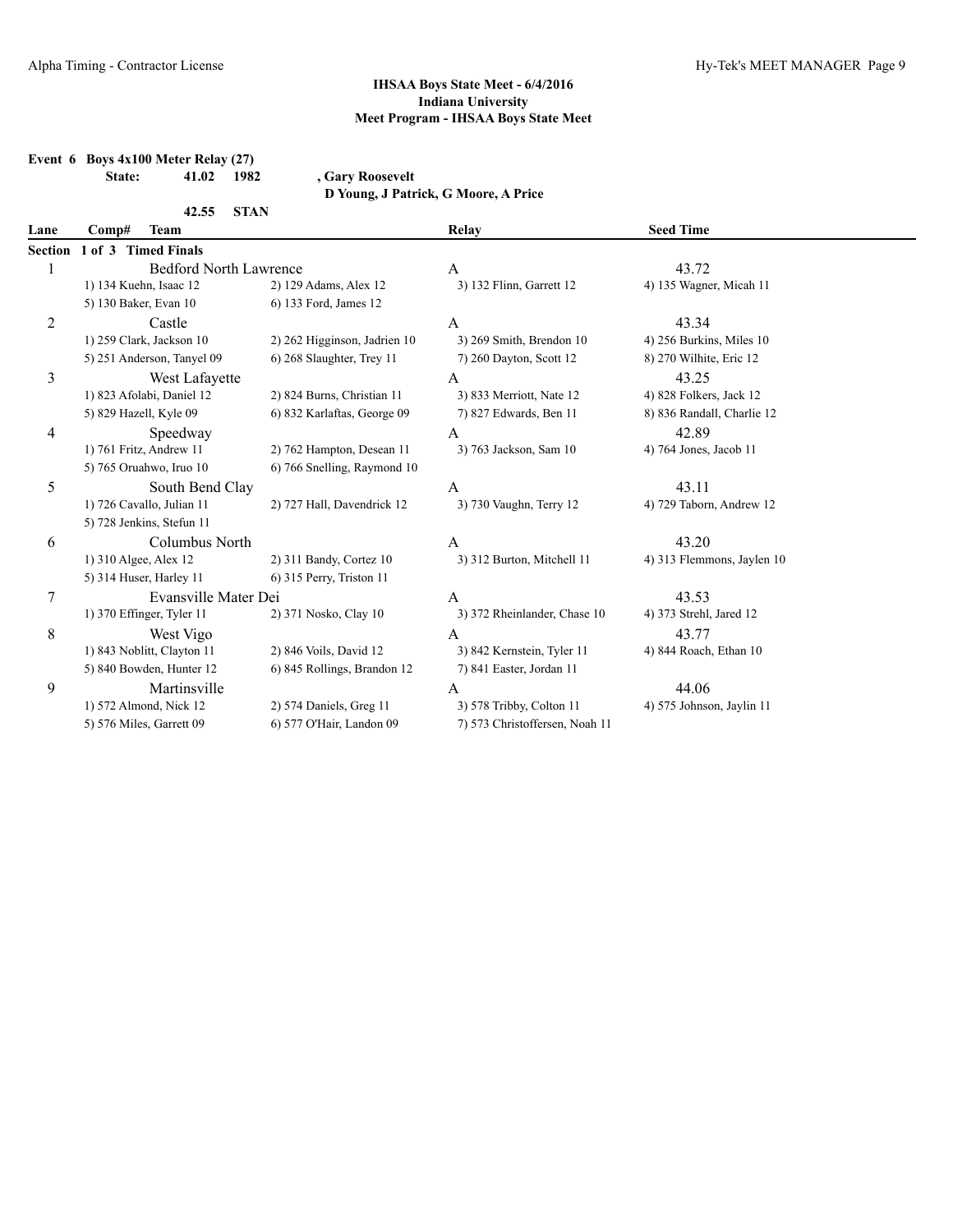**IHSAA Boys State Meet - 6/4/2016**
**Indiana University**
**Meet Program - IHSAA Boys State Meet**

**Event 6 Boys 4x100 Meter Relay (27)**

**State: 41.02 1982 , Gary Roosevelt**
**D Young, J Patrick, G Moore, A Price**

**42.55 STAN**

| Lane | Comp# Team | | Relay | Seed Time |
|---|---|---|---|---|
| **Section 1 of 3 Timed Finals** | | | | |
| 1 | Bedford North Lawrence | | A | 43.72 |
| | 1) 134 Kuehn, Isaac 12 | 2) 129 Adams, Alex 12 | 3) 132 Flinn, Garrett 12 | 4) 135 Wagner, Micah 11 |
| | 5) 130 Baker, Evan 10 | 6) 133 Ford, James 12 | | |
| 2 | Castle | | A | 43.34 |
| | 1) 259 Clark, Jackson 10 | 2) 262 Higginson, Jadrien 10 | 3) 269 Smith, Brendon 10 | 4) 256 Burkins, Miles 10 |
| | 5) 251 Anderson, Tanyel 09 | 6) 268 Slaughter, Trey 11 | 7) 260 Dayton, Scott 12 | 8) 270 Wilhite, Eric 12 |
| 3 | West Lafayette | | A | 43.25 |
| | 1) 823 Afolabi, Daniel 12 | 2) 824 Burns, Christian 11 | 3) 833 Merriott, Nate 12 | 4) 828 Folkers, Jack 12 |
| | 5) 829 Hazell, Kyle 09 | 6) 832 Karlaftas, George 09 | 7) 827 Edwards, Ben 11 | 8) 836 Randall, Charlie 12 |
| 4 | Speedway | | A | 42.89 |
| | 1) 761 Fritz, Andrew 11 | 2) 762 Hampton, Desean 11 | 3) 763 Jackson, Sam 10 | 4) 764 Jones, Jacob 11 |
| | 5) 765 Oruahwo, Iruo 10 | 6) 766 Snelling, Raymond 10 | | |
| 5 | South Bend Clay | | A | 43.11 |
| | 1) 726 Cavallo, Julian 11 | 2) 727 Hall, Davendrick 12 | 3) 730 Vaughn, Terry 12 | 4) 729 Taborn, Andrew 12 |
| | 5) 728 Jenkins, Stefun 11 | | | |
| 6 | Columbus North | | A | 43.20 |
| | 1) 310 Algee, Alex 12 | 2) 311 Bandy, Cortez 10 | 3) 312 Burton, Mitchell 11 | 4) 313 Flemmons, Jaylen 10 |
| | 5) 314 Huser, Harley 11 | 6) 315 Perry, Triston 11 | | |
| 7 | Evansville Mater Dei | | A | 43.53 |
| | 1) 370 Effinger, Tyler 11 | 2) 371 Nosko, Clay 10 | 3) 372 Rheinlander, Chase 10 | 4) 373 Strehl, Jared 12 |
| 8 | West Vigo | | A | 43.77 |
| | 1) 843 Noblitt, Clayton 11 | 2) 846 Voils, David 12 | 3) 842 Kernstein, Tyler 11 | 4) 844 Roach, Ethan 10 |
| | 5) 840 Bowden, Hunter 12 | 6) 845 Rollings, Brandon 12 | 7) 841 Easter, Jordan 11 | |
| 9 | Martinsville | | A | 44.06 |
| | 1) 572 Almond, Nick 12 | 2) 574 Daniels, Greg 11 | 3) 578 Tribby, Colton 11 | 4) 575 Johnson, Jaylin 11 |
| | 5) 576 Miles, Garrett 09 | 6) 577 O'Hair, Landon 09 | 7) 573 Christoffersen, Noah 11 | |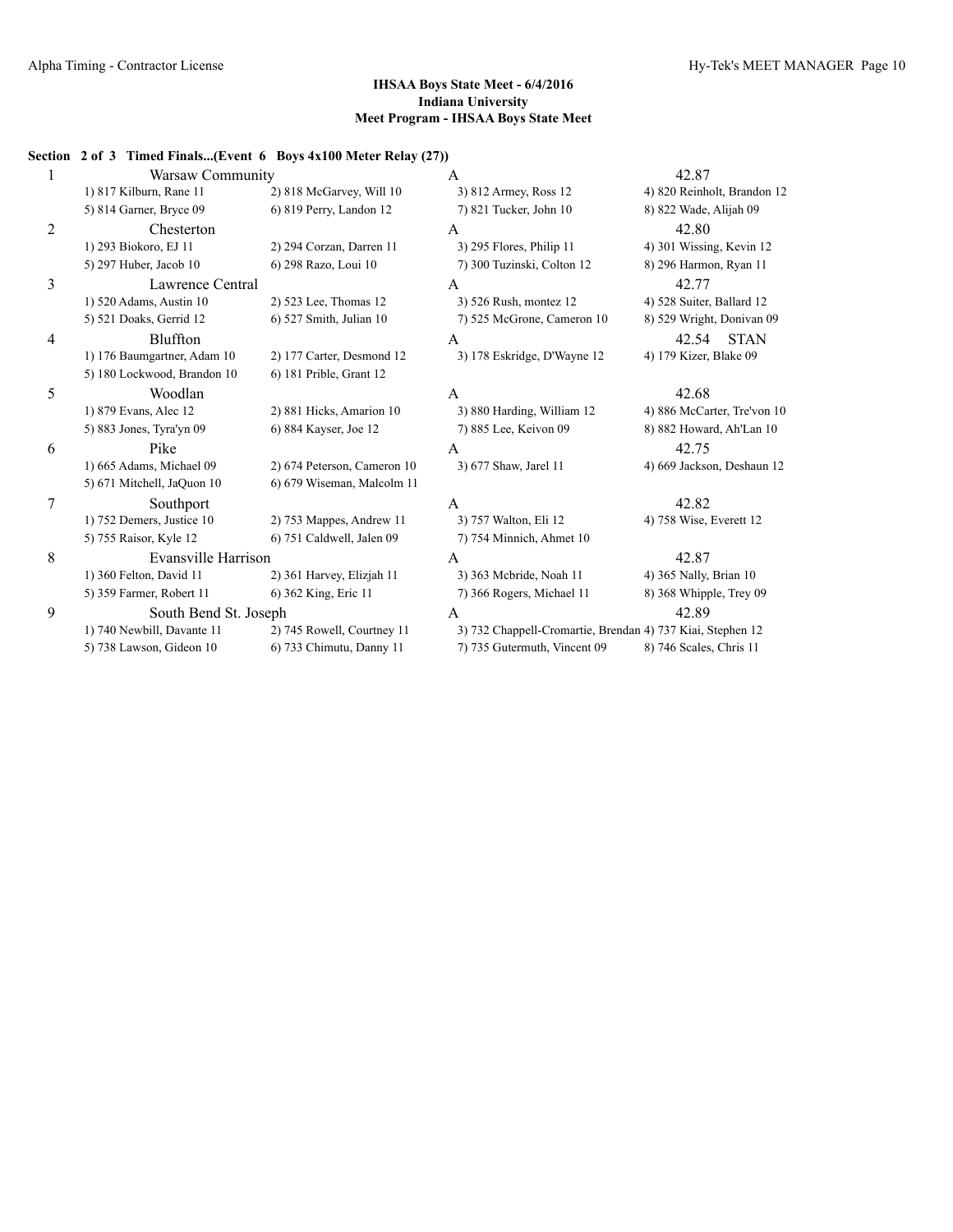**IHSAA Boys State Meet - 6/4/2016**
**Indiana University**
**Meet Program - IHSAA Boys State Meet**

**Section 2 of 3 Timed Finals...(Event 6 Boys 4x100 Meter Relay (27))**

| | | | | |
|---|---|---|---|---|
| 1 | Warsaw Community | | A | 42.87 |
| | 1) 817 Kilburn, Rane 11 | 2) 818 McGarvey, Will 10 | 3) 812 Armey, Ross 12 | 4) 820 Reinholt, Brandon 12 |
| | 5) 814 Garner, Bryce 09 | 6) 819 Perry, Landon 12 | 7) 821 Tucker, John 10 | 8) 822 Wade, Alijah 09 |
| 2 | Chesterton | | A | 42.80 |
| | 1) 293 Biokoro, EJ 11 | 2) 294 Corzan, Darren 11 | 3) 295 Flores, Philip 11 | 4) 301 Wissing, Kevin 12 |
| | 5) 297 Huber, Jacob 10 | 6) 298 Razo, Loui 10 | 7) 300 Tuzinski, Colton 12 | 8) 296 Harmon, Ryan 11 |
| 3 | Lawrence Central | | A | 42.77 |
| | 1) 520 Adams, Austin 10 | 2) 523 Lee, Thomas 12 | 3) 526 Rush, montez 12 | 4) 528 Suiter, Ballard 12 |
| | 5) 521 Doaks, Gerrid 12 | 6) 527 Smith, Julian 10 | 7) 525 McGrone, Cameron 10 | 8) 529 Wright, Donivan 09 |
| 4 | Bluffton | | A | 42.54 STAN |
| | 1) 176 Baumgartner, Adam 10 | 2) 177 Carter, Desmond 12 | 3) 178 Eskridge, D'Wayne 12 | 4) 179 Kizer, Blake 09 |
| | 5) 180 Lockwood, Brandon 10 | 6) 181 Prible, Grant 12 | | |
| 5 | Woodlan | | A | 42.68 |
| | 1) 879 Evans, Alec 12 | 2) 881 Hicks, Amarion 10 | 3) 880 Harding, William 12 | 4) 886 McCarter, Tre'von 10 |
| | 5) 883 Jones, Tyra'yn 09 | 6) 884 Kayser, Joe 12 | 7) 885 Lee, Keivon 09 | 8) 882 Howard, Ah'Lan 10 |
| 6 | Pike | | A | 42.75 |
| | 1) 665 Adams, Michael 09 | 2) 674 Peterson, Cameron 10 | 3) 677 Shaw, Jarel 11 | 4) 669 Jackson, Deshaun 12 |
| | 5) 671 Mitchell, JaQuon 10 | 6) 679 Wiseman, Malcolm 11 | | |
| 7 | Southport | | A | 42.82 |
| | 1) 752 Demers, Justice 10 | 2) 753 Mappes, Andrew 11 | 3) 757 Walton, Eli 12 | 4) 758 Wise, Everett 12 |
| | 5) 755 Raisor, Kyle 12 | 6) 751 Caldwell, Jalen 09 | 7) 754 Minnich, Ahmet 10 | |
| 8 | Evansville Harrison | | A | 42.87 |
| | 1) 360 Felton, David 11 | 2) 361 Harvey, Elizjah 11 | 3) 363 Mcbride, Noah 11 | 4) 365 Nally, Brian 10 |
| | 5) 359 Farmer, Robert 11 | 6) 362 King, Eric 11 | 7) 366 Rogers, Michael 11 | 8) 368 Whipple, Trey 09 |
| 9 | South Bend St. Joseph | | A | 42.89 |
| | 1) 740 Newbill, Davante 11 | 2) 745 Rowell, Courtney 11 | 3) 732 Chappell-Cromartie, Brendan | 4) 737 Kiai, Stephen 12 |
| | 5) 738 Lawson, Gideon 10 | 6) 733 Chimutu, Danny 11 | 7) 735 Gutermuth, Vincent 09 | 8) 746 Scales, Chris 11 |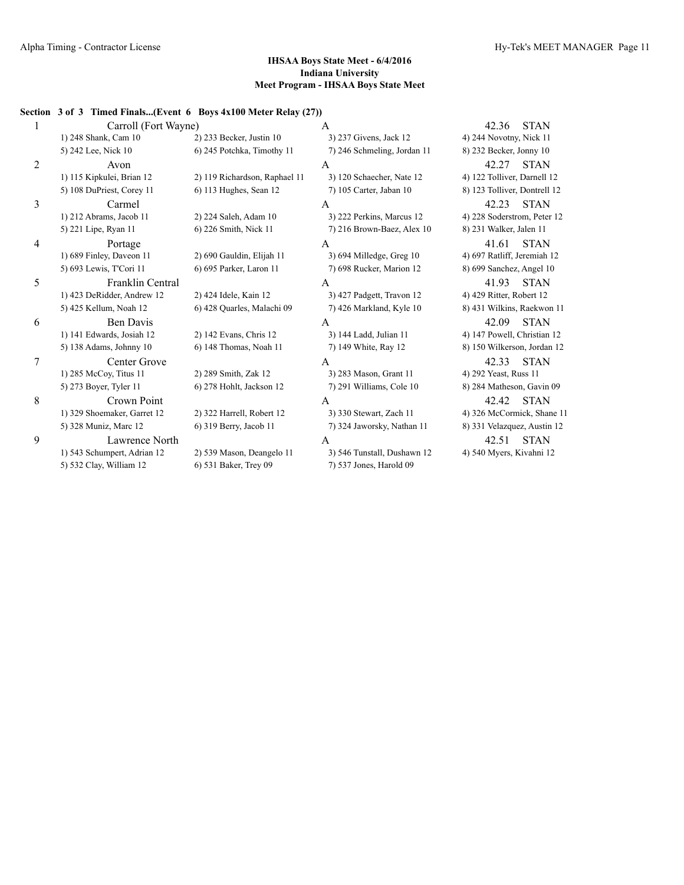**IHSAA Boys State Meet - 6/4/2016**
**Indiana University**
**Meet Program - IHSAA Boys State Meet**

**Section 3 of 3 Timed Finals...(Event 6 Boys 4x100 Meter Relay (27))**

| | | | | |
|---|---|---|---|---|
| 1 | Carroll (Fort Wayne) | A | | 42.36 STAN |
| | 1) 248 Shank, Cam 10 | 2) 233 Becker, Justin 10 | 3) 237 Givens, Jack 12 | 4) 244 Novotny, Nick 11 |
| | 5) 242 Lee, Nick 10 | 6) 245 Potchka, Timothy 11 | 7) 246 Schmeling, Jordan 11 | 8) 232 Becker, Jonny 10 |
| 2 | Avon | A | | 42.27 STAN |
| | 1) 115 Kipkulei, Brian 12 | 2) 119 Richardson, Raphael 11 | 3) 120 Schaecher, Nate 12 | 4) 122 Tolliver, Darnell 12 |
| | 5) 108 DuPriest, Corey 11 | 6) 113 Hughes, Sean 12 | 7) 105 Carter, Jaban 10 | 8) 123 Tolliver, Dontrell 12 |
| 3 | Carmel | A | | 42.23 STAN |
| | 1) 212 Abrams, Jacob 11 | 2) 224 Saleh, Adam 10 | 3) 222 Perkins, Marcus 12 | 4) 228 Soderstrom, Peter 12 |
| | 5) 221 Lipe, Ryan 11 | 6) 226 Smith, Nick 11 | 7) 216 Brown-Baez, Alex 10 | 8) 231 Walker, Jalen 11 |
| 4 | Portage | A | | 41.61 STAN |
| | 1) 689 Finley, Daveon 11 | 2) 690 Gauldin, Elijah 11 | 3) 694 Milledge, Greg 10 | 4) 697 Ratliff, Jeremiah 12 |
| | 5) 693 Lewis, T'Cori 11 | 6) 695 Parker, Laron 11 | 7) 698 Rucker, Marion 12 | 8) 699 Sanchez, Angel 10 |
| 5 | Franklin Central | A | | 41.93 STAN |
| | 1) 423 DeRidder, Andrew 12 | 2) 424 Idele, Kain 12 | 3) 427 Padgett, Travon 12 | 4) 429 Ritter, Robert 12 |
| | 5) 425 Kellum, Noah 12 | 6) 428 Quarles, Malachi 09 | 7) 426 Markland, Kyle 10 | 8) 431 Wilkins, Raekwon 11 |
| 6 | Ben Davis | A | | 42.09 STAN |
| | 1) 141 Edwards, Josiah 12 | 2) 142 Evans, Chris 12 | 3) 144 Ladd, Julian 11 | 4) 147 Powell, Christian 12 |
| | 5) 138 Adams, Johnny 10 | 6) 148 Thomas, Noah 11 | 7) 149 White, Ray 12 | 8) 150 Wilkerson, Jordan 12 |
| 7 | Center Grove | A | | 42.33 STAN |
| | 1) 285 McCoy, Titus 11 | 2) 289 Smith, Zak 12 | 3) 283 Mason, Grant 11 | 4) 292 Yeast, Russ 11 |
| | 5) 273 Boyer, Tyler 11 | 6) 278 Hohlt, Jackson 12 | 7) 291 Williams, Cole 10 | 8) 284 Matheson, Gavin 09 |
| 8 | Crown Point | A | | 42.42 STAN |
| | 1) 329 Shoemaker, Garret 12 | 2) 322 Harrell, Robert 12 | 3) 330 Stewart, Zach 11 | 4) 326 McCormick, Shane 11 |
| | 5) 328 Muniz, Marc 12 | 6) 319 Berry, Jacob 11 | 7) 324 Jaworsky, Nathan 11 | 8) 331 Velazquez, Austin 12 |
| 9 | Lawrence North | A | | 42.51 STAN |
| | 1) 543 Schumpert, Adrian 12 | 2) 539 Mason, Deangelo 11 | 3) 546 Tunstall, Dushawn 12 | 4) 540 Myers, Kivahni 12 |
| | 5) 532 Clay, William 12 | 6) 531 Baker, Trey 09 | 7) 537 Jones, Harold 09 | |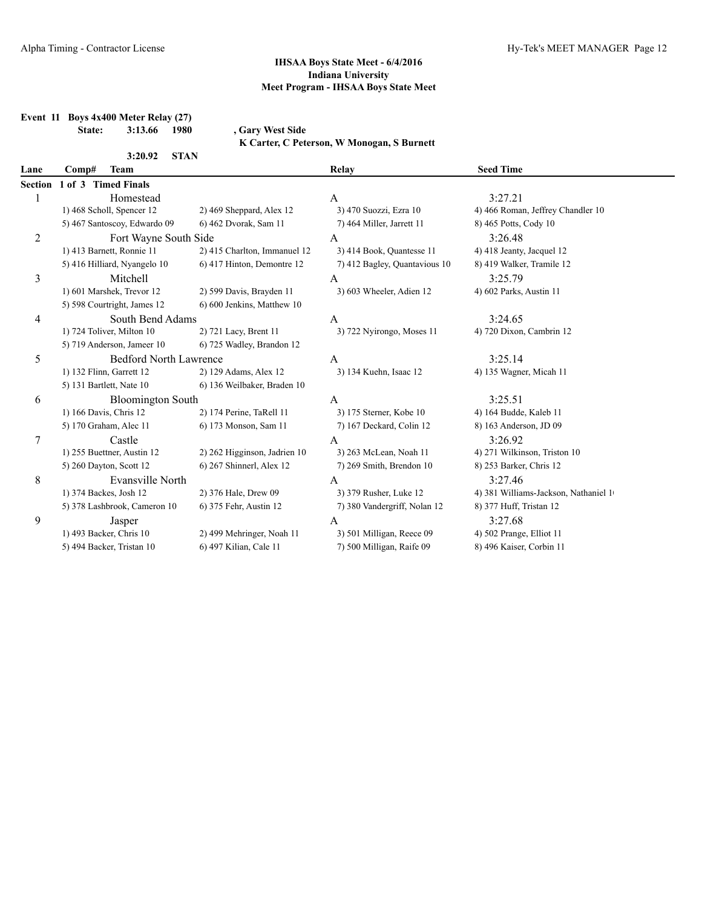**IHSAA Boys State Meet - 6/4/2016**
**Indiana University**
**Meet Program - IHSAA Boys State Meet**

**Event 11 Boys 4x400 Meter Relay (27)**

**State: 3:13.66 1980 , Gary West Side**
**K Carter, C Peterson, W Monogan, S Burnett**

**3:20.92 STAN**

| Lane | Comp# Team | | Relay | Seed Time |
|---|---|---|---|---|
| **Section 1 of 3 Timed Finals** | | | | |
| 1 | Homestead | | A | 3:27.21 |
| | 1) 468 Scholl, Spencer 12 | 2) 469 Sheppard, Alex 12 | 3) 470 Suozzi, Ezra 10 | 4) 466 Roman, Jeffrey Chandler 10 |
| | 5) 467 Santoscoy, Edwardo 09 | 6) 462 Dvorak, Sam 11 | 7) 464 Miller, Jarrett 11 | 8) 465 Potts, Cody 10 |
| 2 | Fort Wayne South Side | | A | 3:26.48 |
| | 1) 413 Barnett, Ronnie 11 | 2) 415 Charlton, Immanuel 12 | 3) 414 Book, Quantesse 11 | 4) 418 Jeanty, Jacquel 12 |
| | 5) 416 Hilliard, Nyangelo 10 | 6) 417 Hinton, Demontre 12 | 7) 412 Bagley, Quantavious 10 | 8) 419 Walker, Tramile 12 |
| 3 | Mitchell | | A | 3:25.79 |
| | 1) 601 Marshek, Trevor 12 | 2) 599 Davis, Brayden 11 | 3) 603 Wheeler, Adien 12 | 4) 602 Parks, Austin 11 |
| | 5) 598 Courtright, James 12 | 6) 600 Jenkins, Matthew 10 | | |
| 4 | South Bend Adams | | A | 3:24.65 |
| | 1) 724 Toliver, Milton 10 | 2) 721 Lacy, Brent 11 | 3) 722 Nyirongo, Moses 11 | 4) 720 Dixon, Cambrin 12 |
| | 5) 719 Anderson, Jameer 10 | 6) 725 Wadley, Brandon 12 | | |
| 5 | Bedford North Lawrence | | A | 3:25.14 |
| | 1) 132 Flinn, Garrett 12 | 2) 129 Adams, Alex 12 | 3) 134 Kuehn, Isaac 12 | 4) 135 Wagner, Micah 11 |
| | 5) 131 Bartlett, Nate 10 | 6) 136 Weilbaker, Braden 10 | | |
| 6 | Bloomington South | | A | 3:25.51 |
| | 1) 166 Davis, Chris 12 | 2) 174 Perine, TaRell 11 | 3) 175 Sterner, Kobe 10 | 4) 164 Budde, Kaleb 11 |
| | 5) 170 Graham, Alec 11 | 6) 173 Monson, Sam 11 | 7) 167 Deckard, Colin 12 | 8) 163 Anderson, JD 09 |
| 7 | Castle | | A | 3:26.92 |
| | 1) 255 Buettner, Austin 12 | 2) 262 Higginson, Jadrien 10 | 3) 263 McLean, Noah 11 | 4) 271 Wilkinson, Triston 10 |
| | 5) 260 Dayton, Scott 12 | 6) 267 Shinnerl, Alex 12 | 7) 269 Smith, Brendon 10 | 8) 253 Barker, Chris 12 |
| 8 | Evansville North | | A | 3:27.46 |
| | 1) 374 Backes, Josh 12 | 2) 376 Hale, Drew 09 | 3) 379 Rusher, Luke 12 | 4) 381 Williams-Jackson, Nathaniel 1 |
| | 5) 378 Lashbrook, Cameron 10 | 6) 375 Fehr, Austin 12 | 7) 380 Vandergriff, Nolan 12 | 8) 377 Huff, Tristan 12 |
| 9 | Jasper | | A | 3:27.68 |
| | 1) 493 Backer, Chris 10 | 2) 499 Mehringer, Noah 11 | 3) 501 Milligan, Reece 09 | 4) 502 Prange, Elliot 11 |
| | 5) 494 Backer, Tristan 10 | 6) 497 Kilian, Cale 11 | 7) 500 Milligan, Raife 09 | 8) 496 Kaiser, Corbin 11 |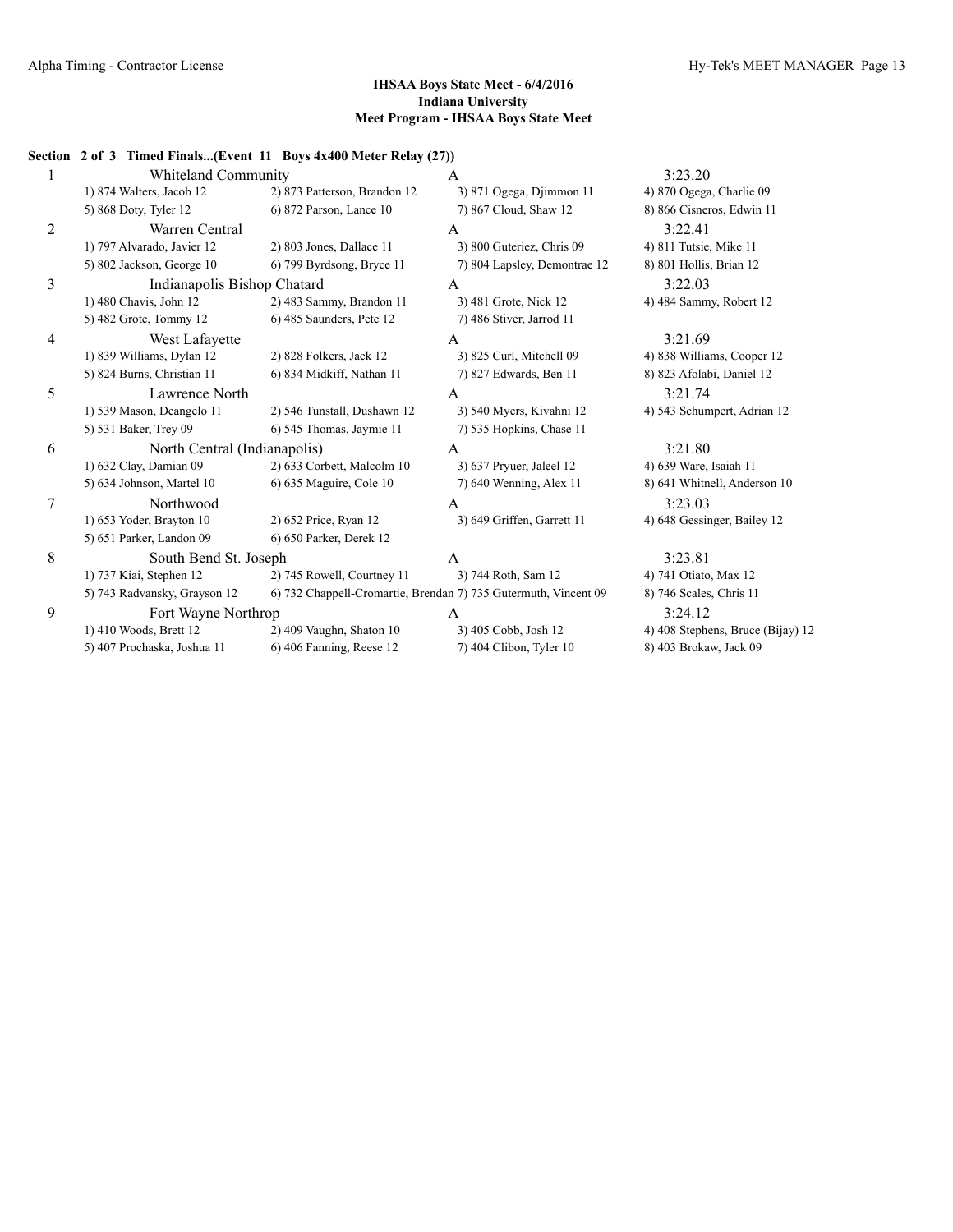**IHSAA Boys State Meet - 6/4/2016**
**Indiana University**
**Meet Program - IHSAA Boys State Meet**

**Section 2 of 3 Timed Finals...(Event 11 Boys 4x400 Meter Relay (27))**

| | | | | |
|---|---|---|---|---|
| 1 | Whiteland Community | | A | 3:23.20 |
| | 1) 874 Walters, Jacob 12 | 2) 873 Patterson, Brandon 12 | 3) 871 Ogega, Djimmon 11 | 4) 870 Ogega, Charlie 09 |
| | 5) 868 Doty, Tyler 12 | 6) 872 Parson, Lance 10 | 7) 867 Cloud, Shaw 12 | 8) 866 Cisneros, Edwin 11 |
| 2 | Warren Central | | A | 3:22.41 |
| | 1) 797 Alvarado, Javier 12 | 2) 803 Jones, Dallace 11 | 3) 800 Guteriez, Chris 09 | 4) 811 Tutsie, Mike 11 |
| | 5) 802 Jackson, George 10 | 6) 799 Byrdsong, Bryce 11 | 7) 804 Lapsley, Demontrae 12 | 8) 801 Hollis, Brian 12 |
| 3 | Indianapolis Bishop Chatard | | A | 3:22.03 |
| | 1) 480 Chavis, John 12 | 2) 483 Sammy, Brandon 11 | 3) 481 Grote, Nick 12 | 4) 484 Sammy, Robert 12 |
| | 5) 482 Grote, Tommy 12 | 6) 485 Saunders, Pete 12 | 7) 486 Stiver, Jarrod 11 | |
| 4 | West Lafayette | | A | 3:21.69 |
| | 1) 839 Williams, Dylan 12 | 2) 828 Folkers, Jack 12 | 3) 825 Curl, Mitchell 09 | 4) 838 Williams, Cooper 12 |
| | 5) 824 Burns, Christian 11 | 6) 834 Midkiff, Nathan 11 | 7) 827 Edwards, Ben 11 | 8) 823 Afolabi, Daniel 12 |
| 5 | Lawrence North | | A | 3:21.74 |
| | 1) 539 Mason, Deangelo 11 | 2) 546 Tunstall, Dushawn 12 | 3) 540 Myers, Kivahni 12 | 4) 543 Schumpert, Adrian 12 |
| | 5) 531 Baker, Trey 09 | 6) 545 Thomas, Jaymie 11 | 7) 535 Hopkins, Chase 11 | |
| 6 | North Central (Indianapolis) | | A | 3:21.80 |
| | 1) 632 Clay, Damian 09 | 2) 633 Corbett, Malcolm 10 | 3) 637 Pryuer, Jaleel 12 | 4) 639 Ware, Isaiah 11 |
| | 5) 634 Johnson, Martel 10 | 6) 635 Maguire, Cole 10 | 7) 640 Wenning, Alex 11 | 8) 641 Whitnell, Anderson 10 |
| 7 | Northwood | | A | 3:23.03 |
| | 1) 653 Yoder, Brayton 10 | 2) 652 Price, Ryan 12 | 3) 649 Griffen, Garrett 11 | 4) 648 Gessinger, Bailey 12 |
| | 5) 651 Parker, Landon 09 | 6) 650 Parker, Derek 12 | | |
| 8 | South Bend St. Joseph | | A | 3:23.81 |
| | 1) 737 Kiai, Stephen 12 | 2) 745 Rowell, Courtney 11 | 3) 744 Roth, Sam 12 | 4) 741 Otiato, Max 12 |
| | 5) 743 Radvansky, Grayson 12 | 6) 732 Chappell-Cromartie, Brendan | 7) 735 Gutermuth, Vincent 09 | 8) 746 Scales, Chris 11 |
| 9 | Fort Wayne Northrop | | A | 3:24.12 |
| | 1) 410 Woods, Brett 12 | 2) 409 Vaughn, Shaton 10 | 3) 405 Cobb, Josh 12 | 4) 408 Stephens, Bruce (Bijay) 12 |
| | 5) 407 Prochaska, Joshua 11 | 6) 406 Fanning, Reese 12 | 7) 404 Clibon, Tyler 10 | 8) 403 Brokaw, Jack 09 |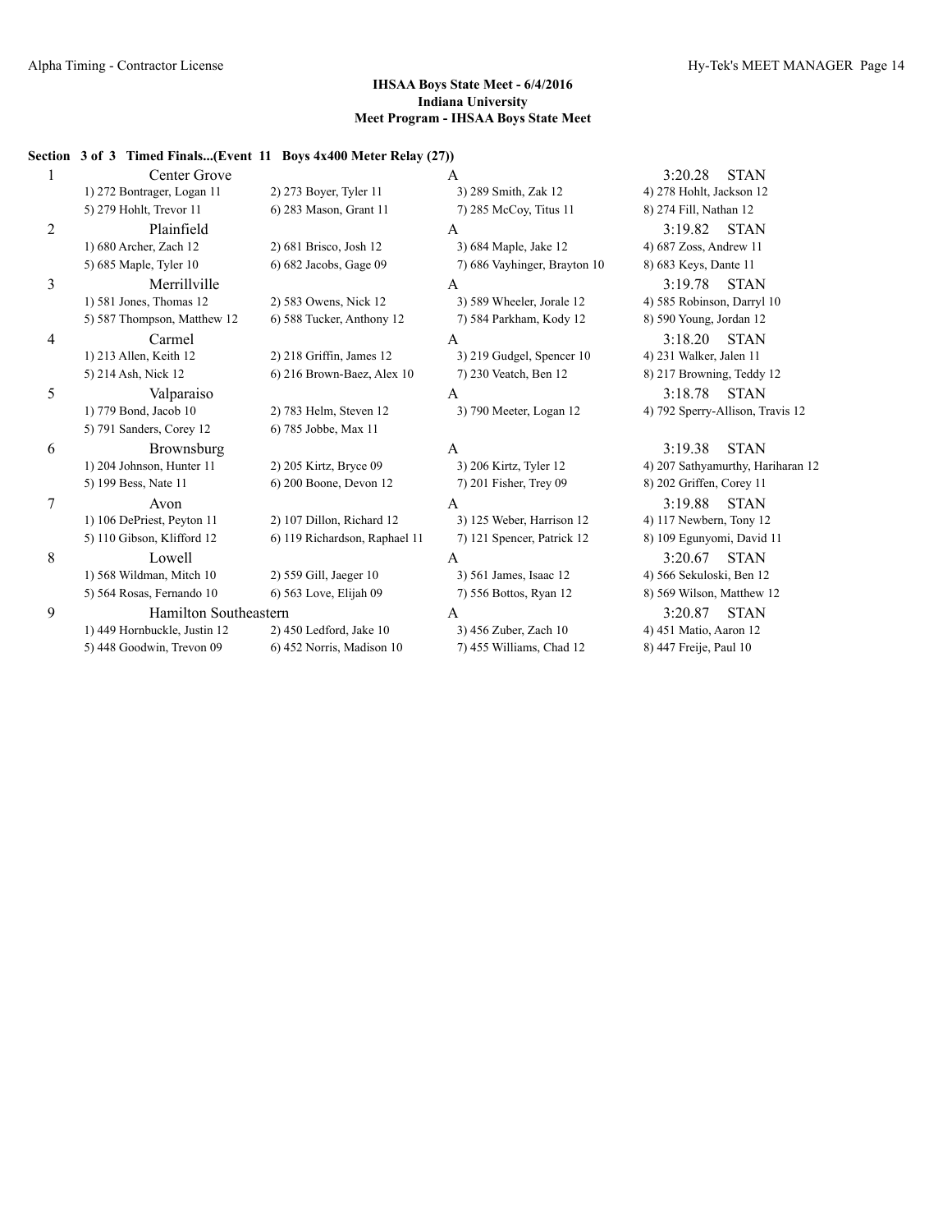**IHSAA Boys State Meet - 6/4/2016**
**Indiana University**
**Meet Program - IHSAA Boys State Meet**

**Section 3 of 3 Timed Finals...(Event 11 Boys 4x400 Meter Relay (27))**

| | | | | |
|---|---|---|---|---|
| 1 | Center Grove | | A | 3:20.28 STAN |
| | 1) 272 Bontrager, Logan 11 | 2) 273 Boyer, Tyler 11 | 3) 289 Smith, Zak 12 | 4) 278 Hohlt, Jackson 12 |
| | 5) 279 Hohlt, Trevor 11 | 6) 283 Mason, Grant 11 | 7) 285 McCoy, Titus 11 | 8) 274 Fill, Nathan 12 |
| 2 | Plainfield | | A | 3:19.82 STAN |
| | 1) 680 Archer, Zach 12 | 2) 681 Brisco, Josh 12 | 3) 684 Maple, Jake 12 | 4) 687 Zoss, Andrew 11 |
| | 5) 685 Maple, Tyler 10 | 6) 682 Jacobs, Gage 09 | 7) 686 Vayhinger, Brayton 10 | 8) 683 Keys, Dante 11 |
| 3 | Merrillville | | A | 3:19.78 STAN |
| | 1) 581 Jones, Thomas 12 | 2) 583 Owens, Nick 12 | 3) 589 Wheeler, Jorale 12 | 4) 585 Robinson, Darryl 10 |
| | 5) 587 Thompson, Matthew 12 | 6) 588 Tucker, Anthony 12 | 7) 584 Parkham, Kody 12 | 8) 590 Young, Jordan 12 |
| 4 | Carmel | | A | 3:18.20 STAN |
| | 1) 213 Allen, Keith 12 | 2) 218 Griffin, James 12 | 3) 219 Gudgel, Spencer 10 | 4) 231 Walker, Jalen 11 |
| | 5) 214 Ash, Nick 12 | 6) 216 Brown-Baez, Alex 10 | 7) 230 Veatch, Ben 12 | 8) 217 Browning, Teddy 12 |
| 5 | Valparaiso | | A | 3:18.78 STAN |
| | 1) 779 Bond, Jacob 10 | 2) 783 Helm, Steven 12 | 3) 790 Meeter, Logan 12 | 4) 792 Sperry-Allison, Travis 12 |
| | 5) 791 Sanders, Corey 12 | 6) 785 Jobbe, Max 11 | | |
| 6 | Brownsburg | | A | 3:19.38 STAN |
| | 1) 204 Johnson, Hunter 11 | 2) 205 Kirtz, Bryce 09 | 3) 206 Kirtz, Tyler 12 | 4) 207 Sathyamurthy, Hariharan 12 |
| | 5) 199 Bess, Nate 11 | 6) 200 Boone, Devon 12 | 7) 201 Fisher, Trey 09 | 8) 202 Griffen, Corey 11 |
| 7 | Avon | | A | 3:19.88 STAN |
| | 1) 106 DePriest, Peyton 11 | 2) 107 Dillon, Richard 12 | 3) 125 Weber, Harrison 12 | 4) 117 Newbern, Tony 12 |
| | 5) 110 Gibson, Klifford 12 | 6) 119 Richardson, Raphael 11 | 7) 121 Spencer, Patrick 12 | 8) 109 Egunyomi, David 11 |
| 8 | Lowell | | A | 3:20.67 STAN |
| | 1) 568 Wildman, Mitch 10 | 2) 559 Gill, Jaeger 10 | 3) 561 James, Isaac 12 | 4) 566 Sekuloski, Ben 12 |
| | 5) 564 Rosas, Fernando 10 | 6) 563 Love, Elijah 09 | 7) 556 Bottos, Ryan 12 | 8) 569 Wilson, Matthew 12 |
| 9 | Hamilton Southeastern | | A | 3:20.87 STAN |
| | 1) 449 Hornbuckle, Justin 12 | 2) 450 Ledford, Jake 10 | 3) 456 Zuber, Zach 10 | 4) 451 Matio, Aaron 12 |
| | 5) 448 Goodwin, Trevon 09 | 6) 452 Norris, Madison 10 | 7) 455 Williams, Chad 12 | 8) 447 Freije, Paul 10 |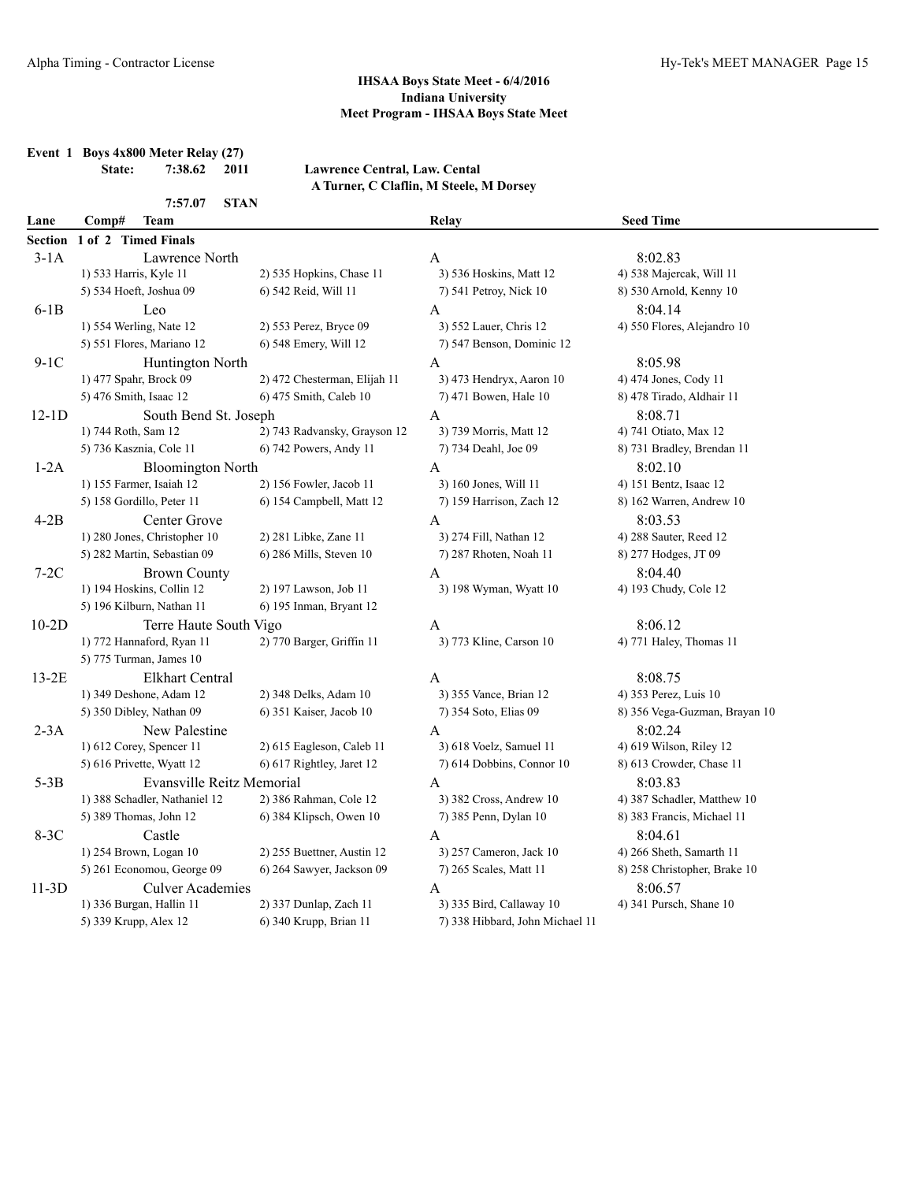### IHSAA Boys State Meet - 6/4/2016
### Indiana University
### Meet Program - IHSAA Boys State Meet

**Event 1 Boys 4x800 Meter Relay (27)**

**State: 7:38.62 2011 Lawrence Central, Law. Cental**
**A Turner, C Claflin, M Steele, M Dorsey**

**7:57.07 STAN**

| Lane | Comp# Team | | Relay | Seed Time |
|---|---|---|---|---|
| **Section 1 of 2 Timed Finals** | | | | |
| 3-1A | Lawrence North | | A | 8:02.83 |
| | 1) 533 Harris, Kyle 11 | 2) 535 Hopkins, Chase 11 | 3) 536 Hoskins, Matt 12 | 4) 538 Majercak, Will 11 |
| | 5) 534 Hoeft, Joshua 09 | 6) 542 Reid, Will 11 | 7) 541 Petroy, Nick 10 | 8) 530 Arnold, Kenny 10 |
| 6-1B | Leo | | A | 8:04.14 |
| | 1) 554 Werling, Nate 12 | 2) 553 Perez, Bryce 09 | 3) 552 Lauer, Chris 12 | 4) 550 Flores, Alejandro 10 |
| | 5) 551 Flores, Mariano 12 | 6) 548 Emery, Will 12 | 7) 547 Benson, Dominic 12 | |
| 9-1C | Huntington North | | A | 8:05.98 |
| | 1) 477 Spahr, Brock 09 | 2) 472 Chesterman, Elijah 11 | 3) 473 Hendryx, Aaron 10 | 4) 474 Jones, Cody 11 |
| | 5) 476 Smith, Isaac 12 | 6) 475 Smith, Caleb 10 | 7) 471 Bowen, Hale 10 | 8) 478 Tirado, Aldhair 11 |
| 12-1D | South Bend St. Joseph | | A | 8:08.71 |
| | 1) 744 Roth, Sam 12 | 2) 743 Radvansky, Grayson 12 | 3) 739 Morris, Matt 12 | 4) 741 Otiato, Max 12 |
| | 5) 736 Kasznia, Cole 11 | 6) 742 Powers, Andy 11 | 7) 734 Deahl, Joe 09 | 8) 731 Bradley, Brendan 11 |
| 1-2A | Bloomington North | | A | 8:02.10 |
| | 1) 155 Farmer, Isaiah 12 | 2) 156 Fowler, Jacob 11 | 3) 160 Jones, Will 11 | 4) 151 Bentz, Isaac 12 |
| | 5) 158 Gordillo, Peter 11 | 6) 154 Campbell, Matt 12 | 7) 159 Harrison, Zach 12 | 8) 162 Warren, Andrew 10 |
| 4-2B | Center Grove | | A | 8:03.53 |
| | 1) 280 Jones, Christopher 10 | 2) 281 Libke, Zane 11 | 3) 274 Fill, Nathan 12 | 4) 288 Sauter, Reed 12 |
| | 5) 282 Martin, Sebastian 09 | 6) 286 Mills, Steven 10 | 7) 287 Rhoten, Noah 11 | 8) 277 Hodges, JT 09 |
| 7-2C | Brown County | | A | 8:04.40 |
| | 1) 194 Hoskins, Collin 12 | 2) 197 Lawson, Job 11 | 3) 198 Wyman, Wyatt 10 | 4) 193 Chudy, Cole 12 |
| | 5) 196 Kilburn, Nathan 11 | 6) 195 Inman, Bryant 12 | | |
| 10-2D | Terre Haute South Vigo | | A | 8:06.12 |
| | 1) 772 Hannaford, Ryan 11 | 2) 770 Barger, Griffin 11 | 3) 773 Kline, Carson 10 | 4) 771 Haley, Thomas 11 |
| | 5) 775 Turman, James 10 | | | |
| 13-2E | Elkhart Central | | A | 8:08.75 |
| | 1) 349 Deshone, Adam 12 | 2) 348 Delks, Adam 10 | 3) 355 Vance, Brian 12 | 4) 353 Perez, Luis 10 |
| | 5) 350 Dibley, Nathan 09 | 6) 351 Kaiser, Jacob 10 | 7) 354 Soto, Elias 09 | 8) 356 Vega-Guzman, Brayan 10 |
| 2-3A | New Palestine | | A | 8:02.24 |
| | 1) 612 Corey, Spencer 11 | 2) 615 Eagleson, Caleb 11 | 3) 618 Voelz, Samuel 11 | 4) 619 Wilson, Riley 12 |
| | 5) 616 Privette, Wyatt 12 | 6) 617 Rightley, Jaret 12 | 7) 614 Dobbins, Connor 10 | 8) 613 Crowder, Chase 11 |
| 5-3B | Evansville Reitz Memorial | | A | 8:03.83 |
| | 1) 388 Schadler, Nathaniel 12 | 2) 386 Rahman, Cole 12 | 3) 382 Cross, Andrew 10 | 4) 387 Schadler, Matthew 10 |
| | 5) 389 Thomas, John 12 | 6) 384 Klipsch, Owen 10 | 7) 385 Penn, Dylan 10 | 8) 383 Francis, Michael 11 |
| 8-3C | Castle | | A | 8:04.61 |
| | 1) 254 Brown, Logan 10 | 2) 255 Buettner, Austin 12 | 3) 257 Cameron, Jack 10 | 4) 266 Sheth, Samarth 11 |
| | 5) 261 Economou, George 09 | 6) 264 Sawyer, Jackson 09 | 7) 265 Scales, Matt 11 | 8) 258 Christopher, Brake 10 |
| 11-3D | Culver Academies | | A | 8:06.57 |
| | 1) 336 Burgan, Hallin 11 | 2) 337 Dunlap, Zach 11 | 3) 335 Bird, Callaway 10 | 4) 341 Pursch, Shane 10 |
| | 5) 339 Krupp, Alex 12 | 6) 340 Krupp, Brian 11 | 7) 338 Hibbard, John Michael 11 | |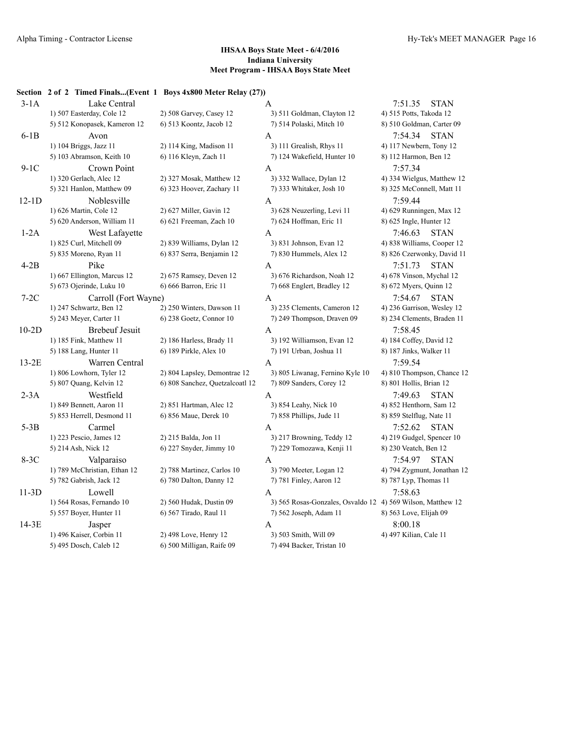**IHSAA Boys State Meet - 6/4/2016**
**Indiana University**
**Meet Program - IHSAA Boys State Meet**

**Section 2 of 2 Timed Finals...(Event 1 Boys 4x800 Meter Relay (27))**

| | | | | |
|---|---|---|---|---|
| 3-1A | Lake Central | | A | 7:51.35 STAN |
| | 1) 507 Easterday, Cole 12 | 2) 508 Garvey, Casey 12 | 3) 511 Goldman, Clayton 12 | 4) 515 Potts, Takoda 12 |
| | 5) 512 Konopasek, Kameron 12 | 6) 513 Koontz, Jacob 12 | 7) 514 Polaski, Mitch 10 | 8) 510 Goldman, Carter 09 |
| 6-1B | Avon | | A | 7:54.34 STAN |
| | 1) 104 Briggs, Jazz 11 | 2) 114 King, Madison 11 | 3) 111 Grealish, Rhys 11 | 4) 117 Newbern, Tony 12 |
| | 5) 103 Abramson, Keith 10 | 6) 116 Kleyn, Zach 11 | 7) 124 Wakefield, Hunter 10 | 8) 112 Harmon, Ben 12 |
| 9-1C | Crown Point | | A | 7:57.34 |
| | 1) 320 Gerlach, Alec 12 | 2) 327 Mosak, Matthew 12 | 3) 332 Wallace, Dylan 12 | 4) 334 Wielgus, Matthew 12 |
| | 5) 321 Hanlon, Matthew 09 | 6) 323 Hoover, Zachary 11 | 7) 333 Whitaker, Josh 10 | 8) 325 McConnell, Matt 11 |
| 12-1D | Noblesville | | A | 7:59.44 |
| | 1) 626 Martin, Cole 12 | 2) 627 Miller, Gavin 12 | 3) 628 Neuzerling, Levi 11 | 4) 629 Runningen, Max 12 |
| | 5) 620 Anderson, William 11 | 6) 621 Freeman, Zach 10 | 7) 624 Hoffman, Eric 11 | 8) 625 Ingle, Hunter 12 |
| 1-2A | West Lafayette | | A | 7:46.63 STAN |
| | 1) 825 Curl, Mitchell 09 | 2) 839 Williams, Dylan 12 | 3) 831 Johnson, Evan 12 | 4) 838 Williams, Cooper 12 |
| | 5) 835 Moreno, Ryan 11 | 6) 837 Serra, Benjamin 12 | 7) 830 Hummels, Alex 12 | 8) 826 Czerwonky, David 11 |
| 4-2B | Pike | | A | 7:51.73 STAN |
| | 1) 667 Ellington, Marcus 12 | 2) 675 Ramsey, Deven 12 | 3) 676 Richardson, Noah 12 | 4) 678 Vinson, Mychal 12 |
| | 5) 673 Ojerinde, Luku 10 | 6) 666 Barron, Eric 11 | 7) 668 Englert, Bradley 12 | 8) 672 Myers, Quinn 12 |
| 7-2C | Carroll (Fort Wayne) | | A | 7:54.67 STAN |
| | 1) 247 Schwartz, Ben 12 | 2) 250 Winters, Dawson 11 | 3) 235 Clements, Cameron 12 | 4) 236 Garrison, Wesley 12 |
| | 5) 243 Meyer, Carter 11 | 6) 238 Goetz, Connor 10 | 7) 249 Thompson, Draven 09 | 8) 234 Clements, Braden 11 |
| 10-2D | Brebeuf Jesuit | | A | 7:58.45 |
| | 1) 185 Fink, Matthew 11 | 2) 186 Harless, Brady 11 | 3) 192 Williamson, Evan 12 | 4) 184 Coffey, David 12 |
| | 5) 188 Lang, Hunter 11 | 6) 189 Pirkle, Alex 10 | 7) 191 Urban, Joshua 11 | 8) 187 Jinks, Walker 11 |
| 13-2E | Warren Central | | A | 7:59.54 |
| | 1) 806 Lowhorn, Tyler 12 | 2) 804 Lapsley, Demontrae 12 | 3) 805 Liwanag, Fernino Kyle 10 | 4) 810 Thompson, Chance 12 |
| | 5) 807 Quang, Kelvin 12 | 6) 808 Sanchez, Quetzalcoatl 12 | 7) 809 Sanders, Corey 12 | 8) 801 Hollis, Brian 12 |
| 2-3A | Westfield | | A | 7:49.63 STAN |
| | 1) 849 Bennett, Aaron 11 | 2) 851 Hartman, Alec 12 | 3) 854 Leahy, Nick 10 | 4) 852 Henthorn, Sam 12 |
| | 5) 853 Herrell, Desmond 11 | 6) 856 Maue, Derek 10 | 7) 858 Phillips, Jude 11 | 8) 859 Stelflug, Nate 11 |
| 5-3B | Carmel | | A | 7:52.62 STAN |
| | 1) 223 Pescio, James 12 | 2) 215 Balda, Jon 11 | 3) 217 Browning, Teddy 12 | 4) 219 Gudgel, Spencer 10 |
| | 5) 214 Ash, Nick 12 | 6) 227 Snyder, Jimmy 10 | 7) 229 Tomozawa, Kenji 11 | 8) 230 Veatch, Ben 12 |
| 8-3C | Valparaiso | | A | 7:54.97 STAN |
| | 1) 789 McChristian, Ethan 12 | 2) 788 Martinez, Carlos 10 | 3) 790 Meeter, Logan 12 | 4) 794 Zygmunt, Jonathan 12 |
| | 5) 782 Gabrish, Jack 12 | 6) 780 Dalton, Danny 12 | 7) 781 Finley, Aaron 12 | 8) 787 Lyp, Thomas 11 |
| 11-3D | Lowell | | A | 7:58.63 |
| | 1) 564 Rosas, Fernando 10 | 2) 560 Hudak, Dustin 09 | 3) 565 Rosas-Gonzales, Osvaldo 12 | 4) 569 Wilson, Matthew 12 |
| | 5) 557 Boyer, Hunter 11 | 6) 567 Tirado, Raul 11 | 7) 562 Joseph, Adam 11 | 8) 563 Love, Elijah 09 |
| 14-3E | Jasper | | A | 8:00.18 |
| | 1) 496 Kaiser, Corbin 11 | 2) 498 Love, Henry 12 | 3) 503 Smith, Will 09 | 4) 497 Kilian, Cale 11 |
| | 5) 495 Dosch, Caleb 12 | 6) 500 Milligan, Raife 09 | 7) 494 Backer, Tristan 10 | |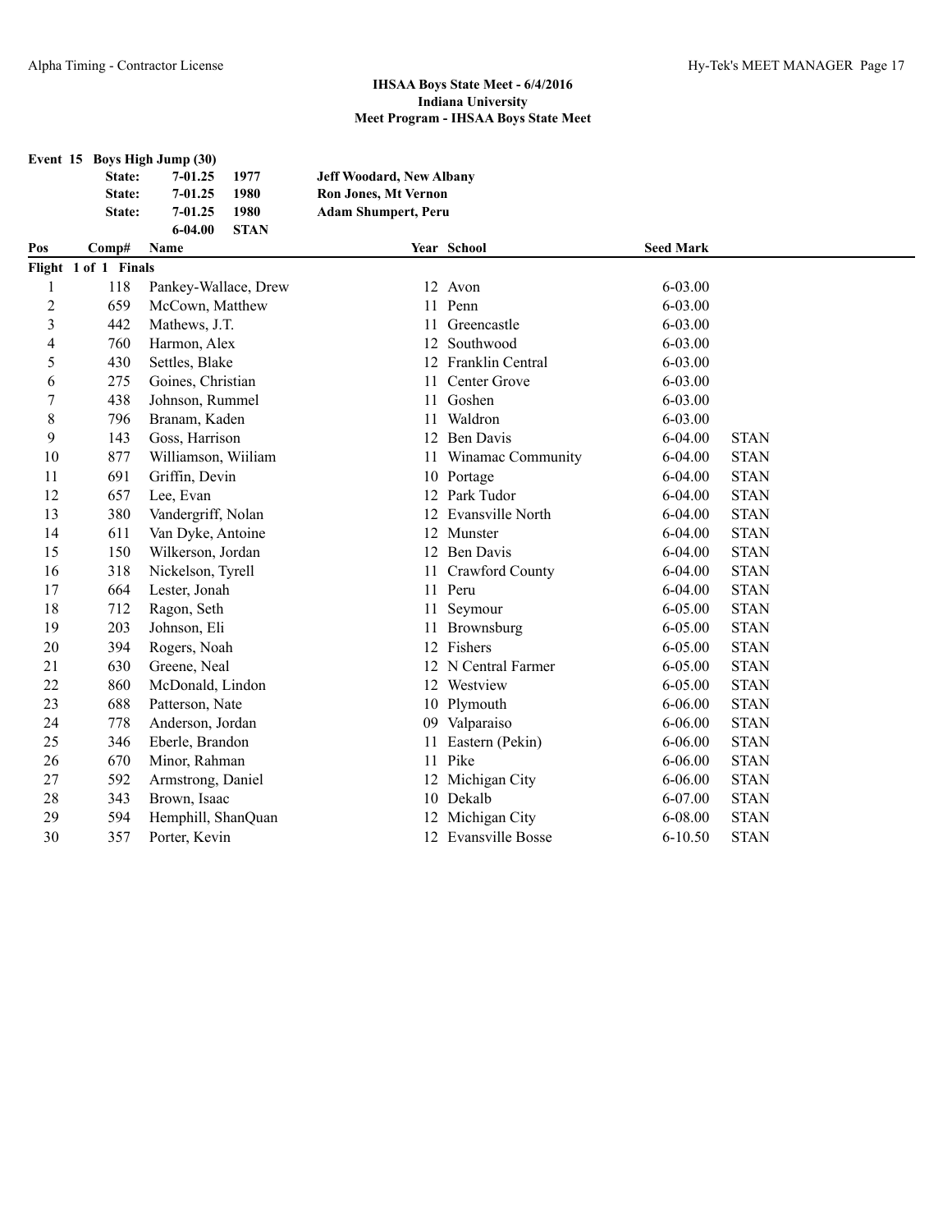**IHSAA Boys State Meet - 6/4/2016**
**Indiana University**
**Meet Program - IHSAA Boys State Meet**

**Event 15 Boys High Jump (30)**

| | | | |
|---|---|---|---|
| **State:** | **7-01.25** | **1977** | **Jeff Woodard, New Albany** |
| **State:** | **7-01.25** | **1980** | **Ron Jones, Mt Vernon** |
| **State:** | **7-01.25** | **1980** | **Adam Shumpert, Peru** |
| | **6-04.00** | **STAN** | |

**Flight 1 of 1 Finals**

| Pos | Comp# | Name | Year | School | Seed Mark | |
|---|---|---|---|---|---|---|
| 1 | 118 | Pankey-Wallace, Drew | 12 | Avon | 6-03.00 | |
| 2 | 659 | McCown, Matthew | 11 | Penn | 6-03.00 | |
| 3 | 442 | Mathews, J.T. | 11 | Greencastle | 6-03.00 | |
| 4 | 760 | Harmon, Alex | 12 | Southwood | 6-03.00 | |
| 5 | 430 | Settles, Blake | 12 | Franklin Central | 6-03.00 | |
| 6 | 275 | Goines, Christian | 11 | Center Grove | 6-03.00 | |
| 7 | 438 | Johnson, Rummel | 11 | Goshen | 6-03.00 | |
| 8 | 796 | Branam, Kaden | 11 | Waldron | 6-03.00 | |
| 9 | 143 | Goss, Harrison | 12 | Ben Davis | 6-04.00 | STAN |
| 10 | 877 | Williamson, Wiiliam | 11 | Winamac Community | 6-04.00 | STAN |
| 11 | 691 | Griffin, Devin | 10 | Portage | 6-04.00 | STAN |
| 12 | 657 | Lee, Evan | 12 | Park Tudor | 6-04.00 | STAN |
| 13 | 380 | Vandergriff, Nolan | 12 | Evansville North | 6-04.00 | STAN |
| 14 | 611 | Van Dyke, Antoine | 12 | Munster | 6-04.00 | STAN |
| 15 | 150 | Wilkerson, Jordan | 12 | Ben Davis | 6-04.00 | STAN |
| 16 | 318 | Nickelson, Tyrell | 11 | Crawford County | 6-04.00 | STAN |
| 17 | 664 | Lester, Jonah | 11 | Peru | 6-04.00 | STAN |
| 18 | 712 | Ragon, Seth | 11 | Seymour | 6-05.00 | STAN |
| 19 | 203 | Johnson, Eli | 11 | Brownsburg | 6-05.00 | STAN |
| 20 | 394 | Rogers, Noah | 12 | Fishers | 6-05.00 | STAN |
| 21 | 630 | Greene, Neal | 12 | N Central Farmer | 6-05.00 | STAN |
| 22 | 860 | McDonald, Lindon | 12 | Westview | 6-05.00 | STAN |
| 23 | 688 | Patterson, Nate | 10 | Plymouth | 6-06.00 | STAN |
| 24 | 778 | Anderson, Jordan | 09 | Valparaiso | 6-06.00 | STAN |
| 25 | 346 | Eberle, Brandon | 11 | Eastern (Pekin) | 6-06.00 | STAN |
| 26 | 670 | Minor, Rahman | 11 | Pike | 6-06.00 | STAN |
| 27 | 592 | Armstrong, Daniel | 12 | Michigan City | 6-06.00 | STAN |
| 28 | 343 | Brown, Isaac | 10 | Dekalb | 6-07.00 | STAN |
| 29 | 594 | Hemphill, ShanQuan | 12 | Michigan City | 6-08.00 | STAN |
| 30 | 357 | Porter, Kevin | 12 | Evansville Bosse | 6-10.50 | STAN |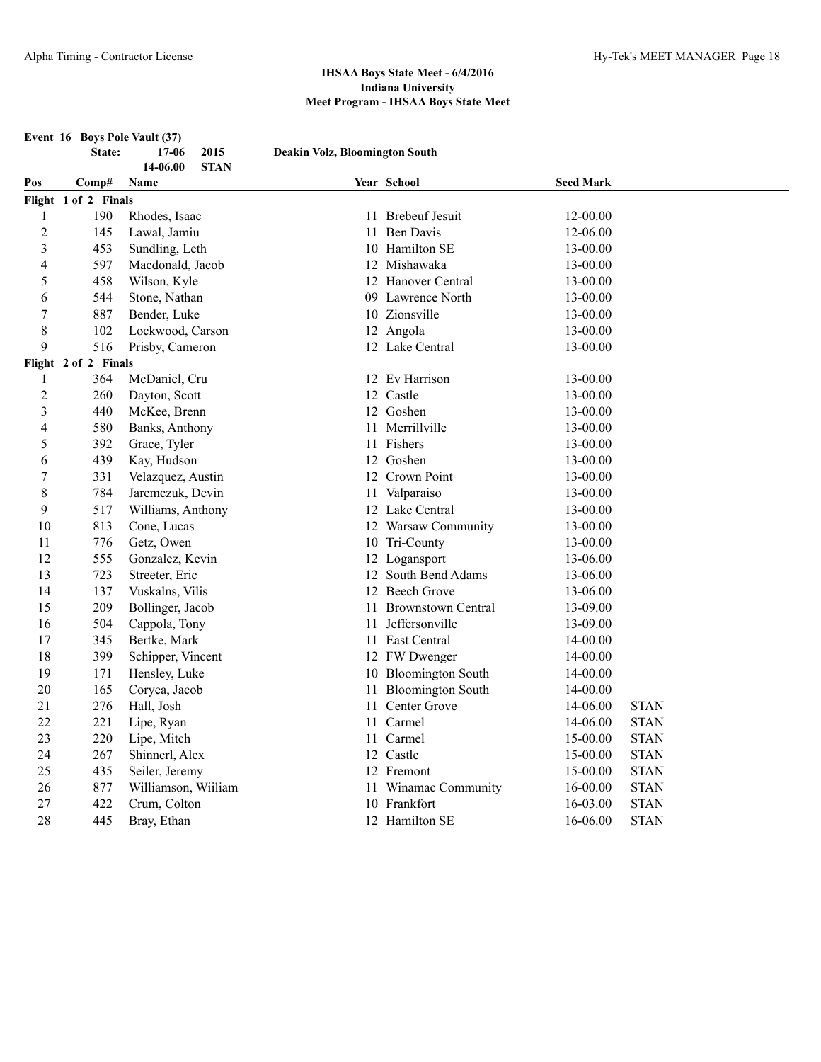**IHSAA Boys State Meet - 6/4/2016**
**Indiana University**
**Meet Program - IHSAA Boys State Meet**

**Event 16 Boys Pole Vault (37)**

| | | | |
|---|---|---|---|
| State: | 17-06 | 2015 | Deakin Volz, Bloomington South |
| | 14-06.00 | STAN | |

| Pos | Comp# | Name | Year | School | Seed Mark | |
|---|---|---|---|---|---|---|
| **Flight 1 of 2 Finals** | | | | | | |
| 1 | 190 | Rhodes, Isaac | 11 | Brebeuf Jesuit | 12-00.00 | |
| 2 | 145 | Lawal, Jamiu | 11 | Ben Davis | 12-06.00 | |
| 3 | 453 | Sundling, Leth | 10 | Hamilton SE | 13-00.00 | |
| 4 | 597 | Macdonald, Jacob | 12 | Mishawaka | 13-00.00 | |
| 5 | 458 | Wilson, Kyle | 12 | Hanover Central | 13-00.00 | |
| 6 | 544 | Stone, Nathan | 09 | Lawrence North | 13-00.00 | |
| 7 | 887 | Bender, Luke | 10 | Zionsville | 13-00.00 | |
| 8 | 102 | Lockwood, Carson | 12 | Angola | 13-00.00 | |
| 9 | 516 | Prisby, Cameron | 12 | Lake Central | 13-00.00 | |
| **Flight 2 of 2 Finals** | | | | | | |
| 1 | 364 | McDaniel, Cru | 12 | Ev Harrison | 13-00.00 | |
| 2 | 260 | Dayton, Scott | 12 | Castle | 13-00.00 | |
| 3 | 440 | McKee, Brenn | 12 | Goshen | 13-00.00 | |
| 4 | 580 | Banks, Anthony | 11 | Merrillville | 13-00.00 | |
| 5 | 392 | Grace, Tyler | 11 | Fishers | 13-00.00 | |
| 6 | 439 | Kay, Hudson | 12 | Goshen | 13-00.00 | |
| 7 | 331 | Velazquez, Austin | 12 | Crown Point | 13-00.00 | |
| 8 | 784 | Jaremczuk, Devin | 11 | Valparaiso | 13-00.00 | |
| 9 | 517 | Williams, Anthony | 12 | Lake Central | 13-00.00 | |
| 10 | 813 | Cone, Lucas | 12 | Warsaw Community | 13-00.00 | |
| 11 | 776 | Getz, Owen | 10 | Tri-County | 13-00.00 | |
| 12 | 555 | Gonzalez, Kevin | 12 | Logansport | 13-06.00 | |
| 13 | 723 | Streeter, Eric | 12 | South Bend Adams | 13-06.00 | |
| 14 | 137 | Vuskalns, Vilis | 12 | Beech Grove | 13-06.00 | |
| 15 | 209 | Bollinger, Jacob | 11 | Brownstown Central | 13-09.00 | |
| 16 | 504 | Cappola, Tony | 11 | Jeffersonville | 13-09.00 | |
| 17 | 345 | Bertke, Mark | 11 | East Central | 14-00.00 | |
| 18 | 399 | Schipper, Vincent | 12 | FW Dwenger | 14-00.00 | |
| 19 | 171 | Hensley, Luke | 10 | Bloomington South | 14-00.00 | |
| 20 | 165 | Coryea, Jacob | 11 | Bloomington South | 14-00.00 | |
| 21 | 276 | Hall, Josh | 11 | Center Grove | 14-06.00 | STAN |
| 22 | 221 | Lipe, Ryan | 11 | Carmel | 14-06.00 | STAN |
| 23 | 220 | Lipe, Mitch | 11 | Carmel | 15-00.00 | STAN |
| 24 | 267 | Shinnerl, Alex | 12 | Castle | 15-00.00 | STAN |
| 25 | 435 | Seiler, Jeremy | 12 | Fremont | 15-00.00 | STAN |
| 26 | 877 | Williamson, Wiiliam | 11 | Winamac Community | 16-00.00 | STAN |
| 27 | 422 | Crum, Colton | 10 | Frankfort | 16-03.00 | STAN |
| 28 | 445 | Bray, Ethan | 12 | Hamilton SE | 16-06.00 | STAN |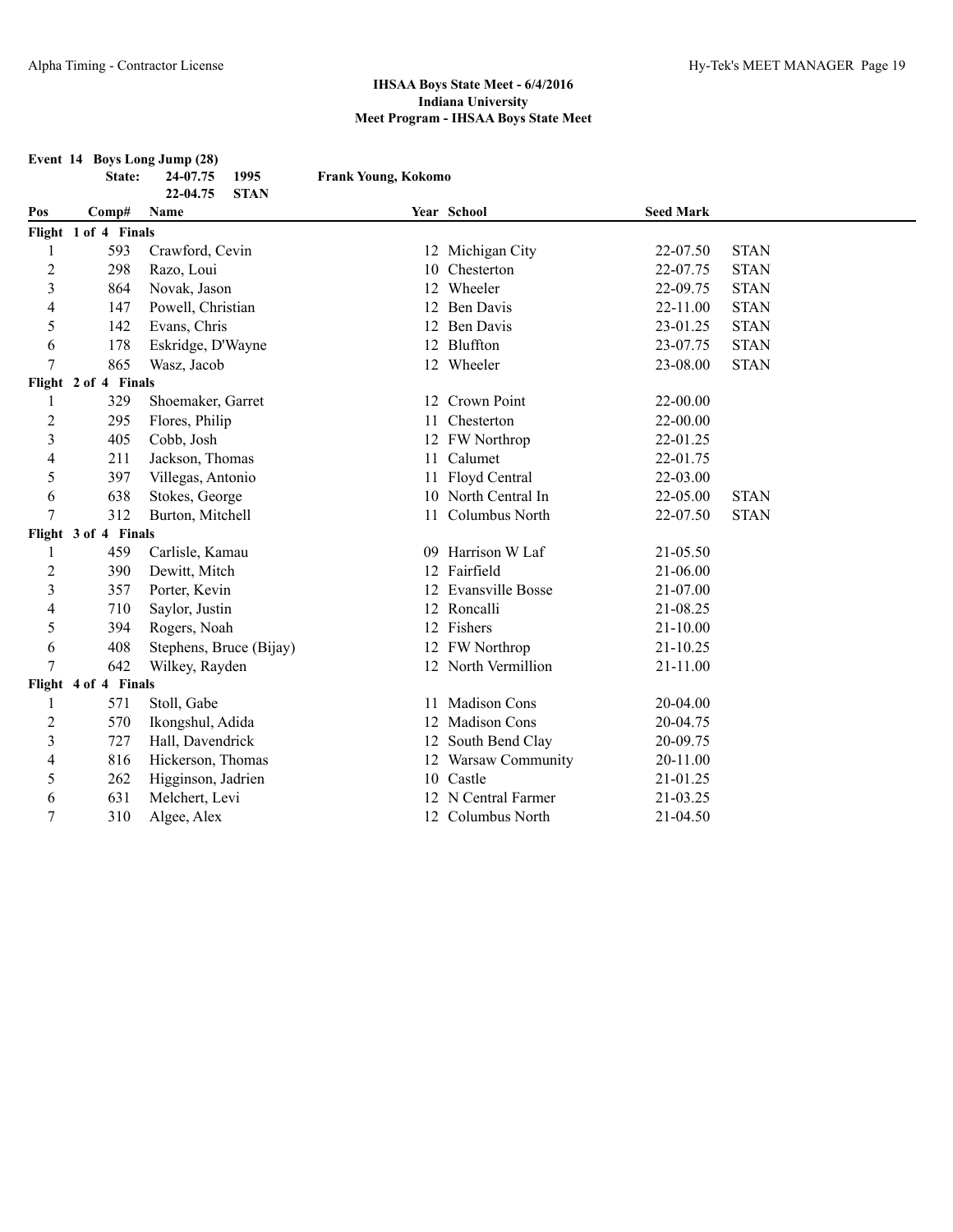**IHSAA Boys State Meet - 6/4/2016**
**Indiana University**
**Meet Program - IHSAA Boys State Meet**

**Event 14 Boys Long Jump (28)**

| | | | | |
|---|---|---|---|---|
| **State:** | **24-07.75** | **1995** | **Frank Young, Kokomo** | |
| | **22-04.75** | **STAN** | | |

| Pos | Comp# | Name | Year | School | Seed Mark | |
|---|---|---|---|---|---|---|
| **Flight 1 of 4 Finals** | | | | | | |
| 1 | 593 | Crawford, Cevin | 12 | Michigan City | 22-07.50 | STAN |
| 2 | 298 | Razo, Loui | 10 | Chesterton | 22-07.75 | STAN |
| 3 | 864 | Novak, Jason | 12 | Wheeler | 22-09.75 | STAN |
| 4 | 147 | Powell, Christian | 12 | Ben Davis | 22-11.00 | STAN |
| 5 | 142 | Evans, Chris | 12 | Ben Davis | 23-01.25 | STAN |
| 6 | 178 | Eskridge, D'Wayne | 12 | Bluffton | 23-07.75 | STAN |
| 7 | 865 | Wasz, Jacob | 12 | Wheeler | 23-08.00 | STAN |
| **Flight 2 of 4 Finals** | | | | | | |
| 1 | 329 | Shoemaker, Garret | 12 | Crown Point | 22-00.00 | |
| 2 | 295 | Flores, Philip | 11 | Chesterton | 22-00.00 | |
| 3 | 405 | Cobb, Josh | 12 | FW Northrop | 22-01.25 | |
| 4 | 211 | Jackson, Thomas | 11 | Calumet | 22-01.75 | |
| 5 | 397 | Villegas, Antonio | 11 | Floyd Central | 22-03.00 | |
| 6 | 638 | Stokes, George | 10 | North Central In | 22-05.00 | STAN |
| 7 | 312 | Burton, Mitchell | 11 | Columbus North | 22-07.50 | STAN |
| **Flight 3 of 4 Finals** | | | | | | |
| 1 | 459 | Carlisle, Kamau | 09 | Harrison W Laf | 21-05.50 | |
| 2 | 390 | Dewitt, Mitch | 12 | Fairfield | 21-06.00 | |
| 3 | 357 | Porter, Kevin | 12 | Evansville Bosse | 21-07.00 | |
| 4 | 710 | Saylor, Justin | 12 | Roncalli | 21-08.25 | |
| 5 | 394 | Rogers, Noah | 12 | Fishers | 21-10.00 | |
| 6 | 408 | Stephens, Bruce (Bijay) | 12 | FW Northrop | 21-10.25 | |
| 7 | 642 | Wilkey, Rayden | 12 | North Vermillion | 21-11.00 | |
| **Flight 4 of 4 Finals** | | | | | | |
| 1 | 571 | Stoll, Gabe | 11 | Madison Cons | 20-04.00 | |
| 2 | 570 | Ikongshul, Adida | 12 | Madison Cons | 20-04.75 | |
| 3 | 727 | Hall, Davendrick | 12 | South Bend Clay | 20-09.75 | |
| 4 | 816 | Hickerson, Thomas | 12 | Warsaw Community | 20-11.00 | |
| 5 | 262 | Higginson, Jadrien | 10 | Castle | 21-01.25 | |
| 6 | 631 | Melchert, Levi | 12 | N Central Farmer | 21-03.25 | |
| 7 | 310 | Algee, Alex | 12 | Columbus North | 21-04.50 | |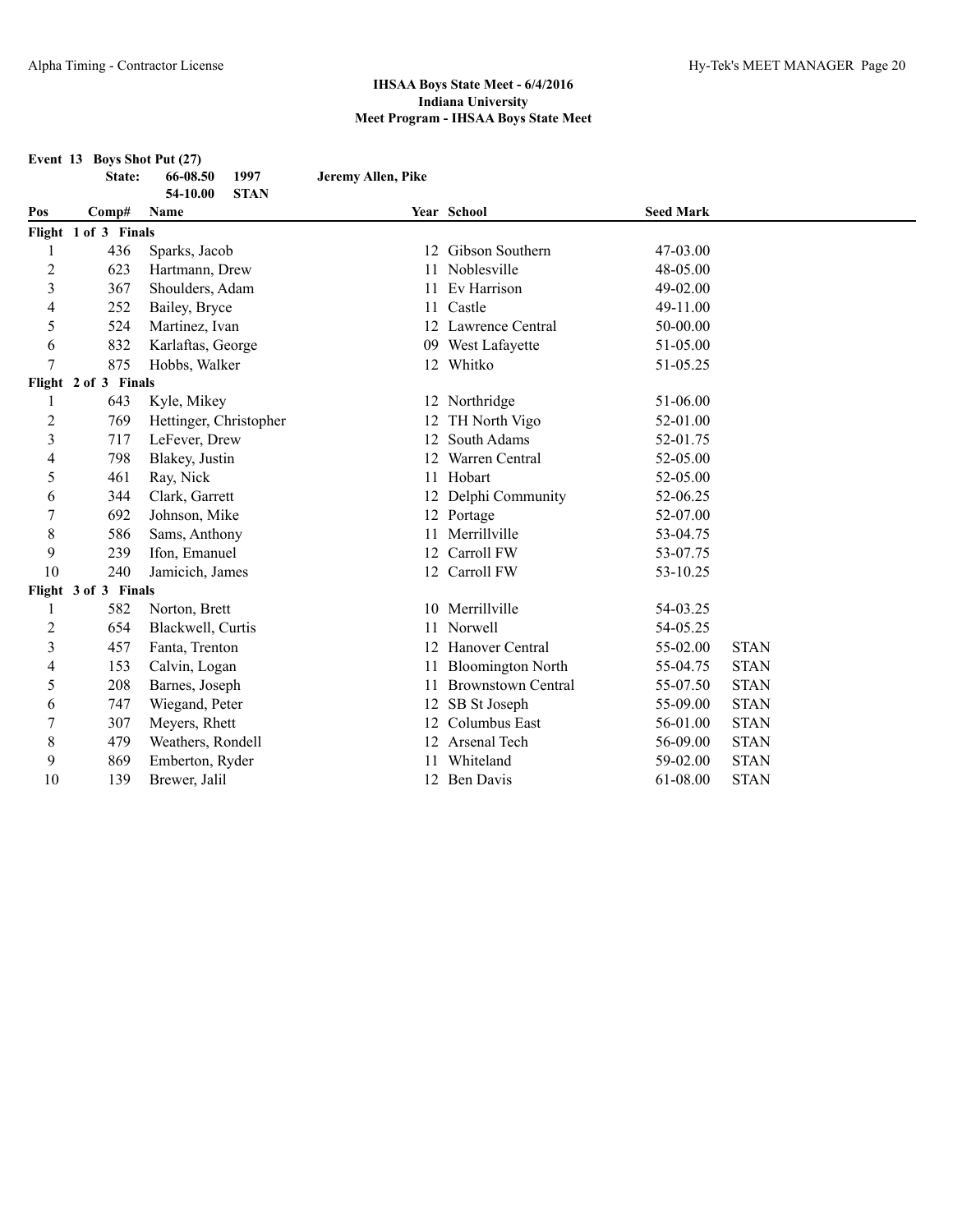**IHSAA Boys State Meet - 6/4/2016**
**Indiana University**
**Meet Program - IHSAA Boys State Meet**

**Event 13 Boys Shot Put (27)**

| | | | |
|---|---|---|---|
| State: | 66-08.50 | 1997 | Jeremy Allen, Pike |
| | 54-10.00 | STAN | |

| Pos | Comp# | Name | Year | School | Seed Mark | |
|---|---|---|---|---|---|---|
| **Flight 1 of 3 Finals** | | | | | | |
| 1 | 436 | Sparks, Jacob | 12 | Gibson Southern | 47-03.00 | |
| 2 | 623 | Hartmann, Drew | 11 | Noblesville | 48-05.00 | |
| 3 | 367 | Shoulders, Adam | 11 | Ev Harrison | 49-02.00 | |
| 4 | 252 | Bailey, Bryce | 11 | Castle | 49-11.00 | |
| 5 | 524 | Martinez, Ivan | 12 | Lawrence Central | 50-00.00 | |
| 6 | 832 | Karlaftas, George | 09 | West Lafayette | 51-05.00 | |
| 7 | 875 | Hobbs, Walker | 12 | Whitko | 51-05.25 | |
| **Flight 2 of 3 Finals** | | | | | | |
| 1 | 643 | Kyle, Mikey | 12 | Northridge | 51-06.00 | |
| 2 | 769 | Hettinger, Christopher | 12 | TH North Vigo | 52-01.00 | |
| 3 | 717 | LeFever, Drew | 12 | South Adams | 52-01.75 | |
| 4 | 798 | Blakey, Justin | 12 | Warren Central | 52-05.00 | |
| 5 | 461 | Ray, Nick | 11 | Hobart | 52-05.00 | |
| 6 | 344 | Clark, Garrett | 12 | Delphi Community | 52-06.25 | |
| 7 | 692 | Johnson, Mike | 12 | Portage | 52-07.00 | |
| 8 | 586 | Sams, Anthony | 11 | Merrillville | 53-04.75 | |
| 9 | 239 | Ifon, Emanuel | 12 | Carroll FW | 53-07.75 | |
| 10 | 240 | Jamicich, James | 12 | Carroll FW | 53-10.25 | |
| **Flight 3 of 3 Finals** | | | | | | |
| 1 | 582 | Norton, Brett | 10 | Merrillville | 54-03.25 | |
| 2 | 654 | Blackwell, Curtis | 11 | Norwell | 54-05.25 | |
| 3 | 457 | Fanta, Trenton | 12 | Hanover Central | 55-02.00 | STAN |
| 4 | 153 | Calvin, Logan | 11 | Bloomington North | 55-04.75 | STAN |
| 5 | 208 | Barnes, Joseph | 11 | Brownstown Central | 55-07.50 | STAN |
| 6 | 747 | Wiegand, Peter | 12 | SB St Joseph | 55-09.00 | STAN |
| 7 | 307 | Meyers, Rhett | 12 | Columbus East | 56-01.00 | STAN |
| 8 | 479 | Weathers, Rondell | 12 | Arsenal Tech | 56-09.00 | STAN |
| 9 | 869 | Emberton, Ryder | 11 | Whiteland | 59-02.00 | STAN |
| 10 | 139 | Brewer, Jalil | 12 | Ben Davis | 61-08.00 | STAN |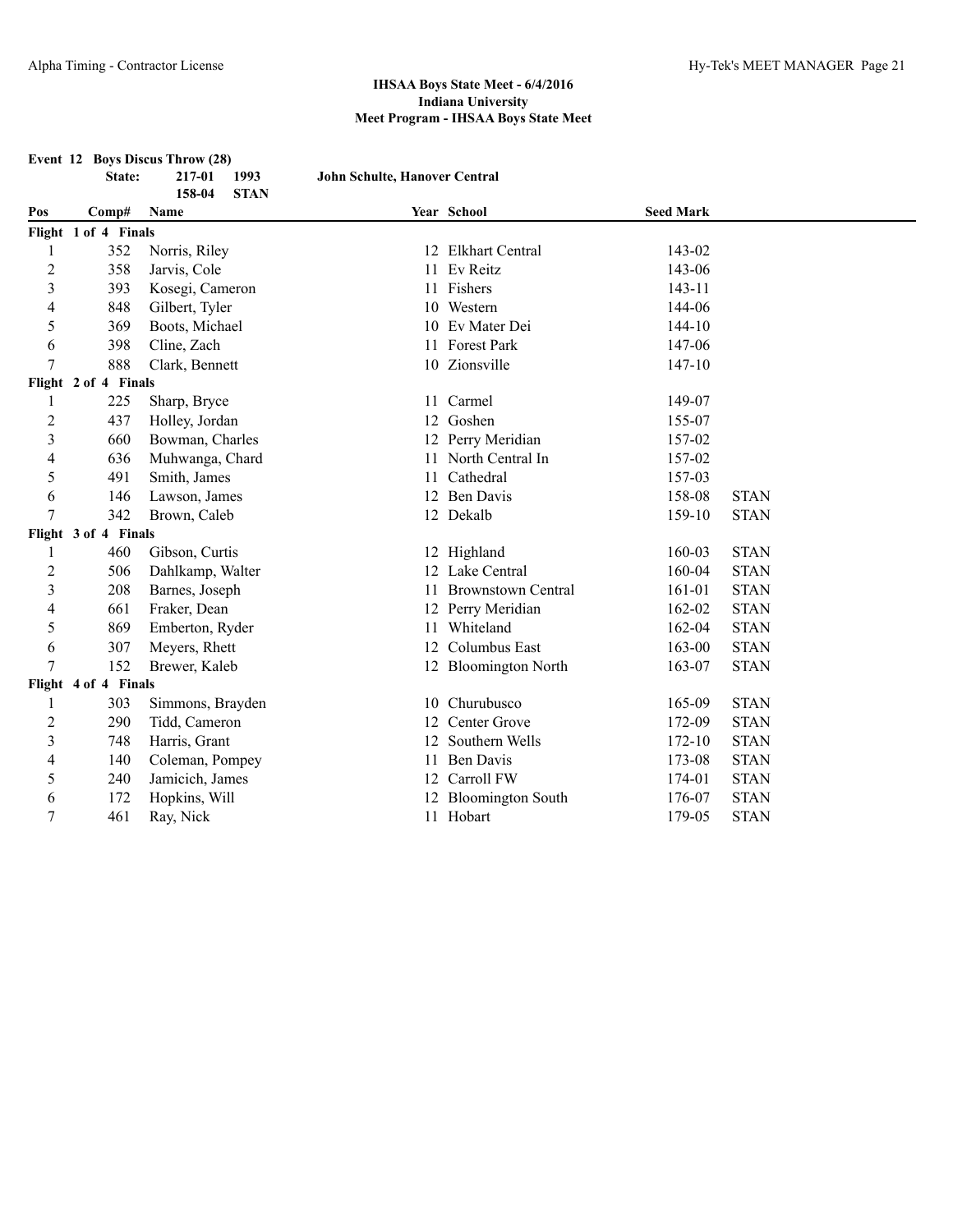**IHSAA Boys State Meet - 6/4/2016**
**Indiana University**
**Meet Program - IHSAA Boys State Meet**

**Event 12 Boys Discus Throw (28)**

**State: 217-01 1993 John Schulte, Hanover Central**
**158-04 STAN**

| Pos | Comp# | Name | Year | School | Seed Mark | |
|---|---|---|---|---|---|---|
| **Flight 1 of 4 Finals** | | | | | | |
| 1 | 352 | Norris, Riley | 12 | Elkhart Central | 143-02 | |
| 2 | 358 | Jarvis, Cole | 11 | Ev Reitz | 143-06 | |
| 3 | 393 | Kosegi, Cameron | 11 | Fishers | 143-11 | |
| 4 | 848 | Gilbert, Tyler | 10 | Western | 144-06 | |
| 5 | 369 | Boots, Michael | 10 | Ev Mater Dei | 144-10 | |
| 6 | 398 | Cline, Zach | 11 | Forest Park | 147-06 | |
| 7 | 888 | Clark, Bennett | 10 | Zionsville | 147-10 | |
| **Flight 2 of 4 Finals** | | | | | | |
| 1 | 225 | Sharp, Bryce | 11 | Carmel | 149-07 | |
| 2 | 437 | Holley, Jordan | 12 | Goshen | 155-07 | |
| 3 | 660 | Bowman, Charles | 12 | Perry Meridian | 157-02 | |
| 4 | 636 | Muhwanga, Chard | 11 | North Central In | 157-02 | |
| 5 | 491 | Smith, James | 11 | Cathedral | 157-03 | |
| 6 | 146 | Lawson, James | 12 | Ben Davis | 158-08 | STAN |
| 7 | 342 | Brown, Caleb | 12 | Dekalb | 159-10 | STAN |
| **Flight 3 of 4 Finals** | | | | | | |
| 1 | 460 | Gibson, Curtis | 12 | Highland | 160-03 | STAN |
| 2 | 506 | Dahlkamp, Walter | 12 | Lake Central | 160-04 | STAN |
| 3 | 208 | Barnes, Joseph | 11 | Brownstown Central | 161-01 | STAN |
| 4 | 661 | Fraker, Dean | 12 | Perry Meridian | 162-02 | STAN |
| 5 | 869 | Emberton, Ryder | 11 | Whiteland | 162-04 | STAN |
| 6 | 307 | Meyers, Rhett | 12 | Columbus East | 163-00 | STAN |
| 7 | 152 | Brewer, Kaleb | 12 | Bloomington North | 163-07 | STAN |
| **Flight 4 of 4 Finals** | | | | | | |
| 1 | 303 | Simmons, Brayden | 10 | Churubusco | 165-09 | STAN |
| 2 | 290 | Tidd, Cameron | 12 | Center Grove | 172-09 | STAN |
| 3 | 748 | Harris, Grant | 12 | Southern Wells | 172-10 | STAN |
| 4 | 140 | Coleman, Pompey | 11 | Ben Davis | 173-08 | STAN |
| 5 | 240 | Jamicich, James | 12 | Carroll FW | 174-01 | STAN |
| 6 | 172 | Hopkins, Will | 12 | Bloomington South | 176-07 | STAN |
| 7 | 461 | Ray, Nick | 11 | Hobart | 179-05 | STAN |